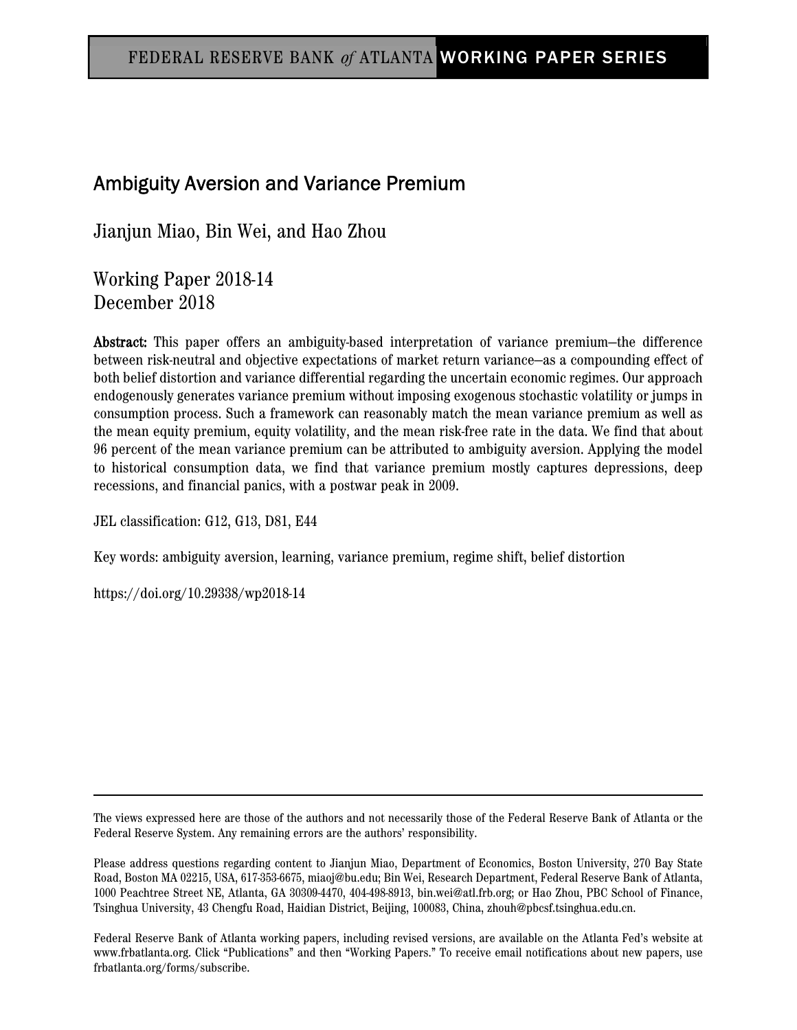FEDERAL RESERVE BANK *of* ATLANTA WORKING PAPER SERIES

# Ambiguity Aversion and Variance Premium

Jianjun Miao, Bin Wei, and Hao Zhou

Working Paper 2018-14
December 2018

**Abstract:** This paper offers an ambiguity-based interpretation of variance premium—the difference between risk-neutral and objective expectations of market return variance—as a compounding effect of both belief distortion and variance differential regarding the uncertain economic regimes. Our approach endogenously generates variance premium without imposing exogenous stochastic volatility or jumps in consumption process. Such a framework can reasonably match the mean variance premium as well as the mean equity premium, equity volatility, and the mean risk-free rate in the data. We find that about 96 percent of the mean variance premium can be attributed to ambiguity aversion. Applying the model to historical consumption data, we find that variance premium mostly captures depressions, deep recessions, and financial panics, with a postwar peak in 2009.

JEL classification: G12, G13, D81, E44

Key words: ambiguity aversion, learning, variance premium, regime shift, belief distortion

https://doi.org/10.29338/wp2018-14

---

The views expressed here are those of the authors and not necessarily those of the Federal Reserve Bank of Atlanta or the Federal Reserve System. Any remaining errors are the authors' responsibility.

Please address questions regarding content to Jianjun Miao, Department of Economics, Boston University, 270 Bay State Road, Boston MA 02215, USA, 617-353-6675, miaoj@bu.edu; Bin Wei, Research Department, Federal Reserve Bank of Atlanta, 1000 Peachtree Street NE, Atlanta, GA 30309-4470, 404-498-8913, bin.wei@atl.frb.org; or Hao Zhou, PBC School of Finance, Tsinghua University, 43 Chengfu Road, Haidian District, Beijing, 100083, China, zhouh@pbcsf.tsinghua.edu.cn.

Federal Reserve Bank of Atlanta working papers, including revised versions, are available on the Atlanta Fed's website at www.frbatlanta.org. Click "Publications" and then "Working Papers." To receive email notifications about new papers, use frbatlanta.org/forms/subscribe.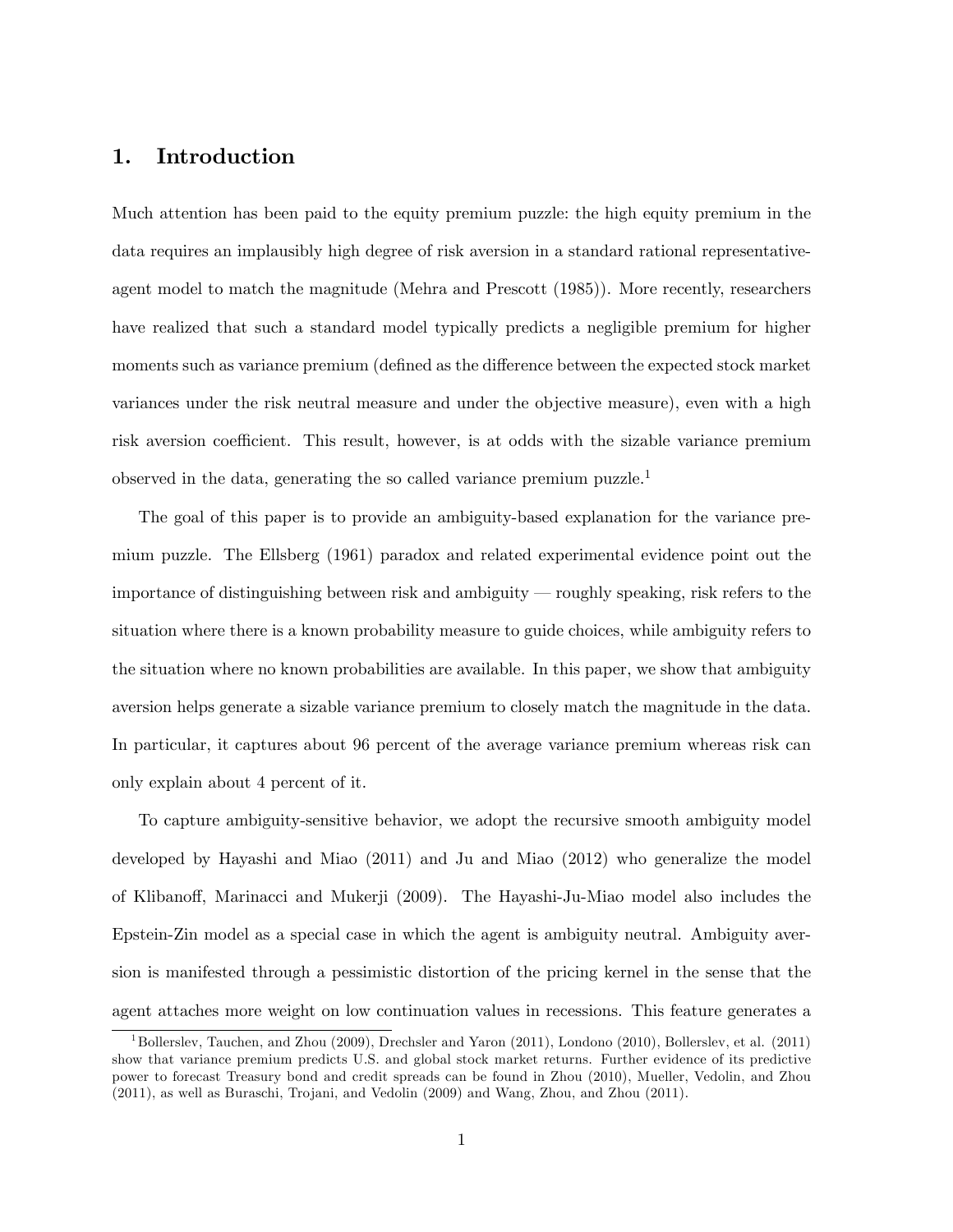# 1. Introduction

Much attention has been paid to the equity premium puzzle: the high equity premium in the data requires an implausibly high degree of risk aversion in a standard rational representative-agent model to match the magnitude (Mehra and Prescott (1985)). More recently, researchers have realized that such a standard model typically predicts a negligible premium for higher moments such as variance premium (defined as the difference between the expected stock market variances under the risk neutral measure and under the objective measure), even with a high risk aversion coefficient. This result, however, is at odds with the sizable variance premium observed in the data, generating the so called variance premium puzzle.[1]

The goal of this paper is to provide an ambiguity-based explanation for the variance premium puzzle. The Ellsberg (1961) paradox and related experimental evidence point out the importance of distinguishing between risk and ambiguity — roughly speaking, risk refers to the situation where there is a known probability measure to guide choices, while ambiguity refers to the situation where no known probabilities are available. In this paper, we show that ambiguity aversion helps generate a sizable variance premium to closely match the magnitude in the data. In particular, it captures about 96 percent of the average variance premium whereas risk can only explain about 4 percent of it.

To capture ambiguity-sensitive behavior, we adopt the recursive smooth ambiguity model developed by Hayashi and Miao (2011) and Ju and Miao (2012) who generalize the model of Klibanoff, Marinacci and Mukerji (2009). The Hayashi-Ju-Miao model also includes the Epstein-Zin model as a special case in which the agent is ambiguity neutral. Ambiguity aversion is manifested through a pessimistic distortion of the pricing kernel in the sense that the agent attaches more weight on low continuation values in recessions. This feature generates a

[1] Bollerslev, Tauchen, and Zhou (2009), Drechsler and Yaron (2011), Londono (2010), Bollerslev, et al. (2011) show that variance premium predicts U.S. and global stock market returns. Further evidence of its predictive power to forecast Treasury bond and credit spreads can be found in Zhou (2010), Mueller, Vedolin, and Zhou (2011), as well as Buraschi, Trojani, and Vedolin (2009) and Wang, Zhou, and Zhou (2011).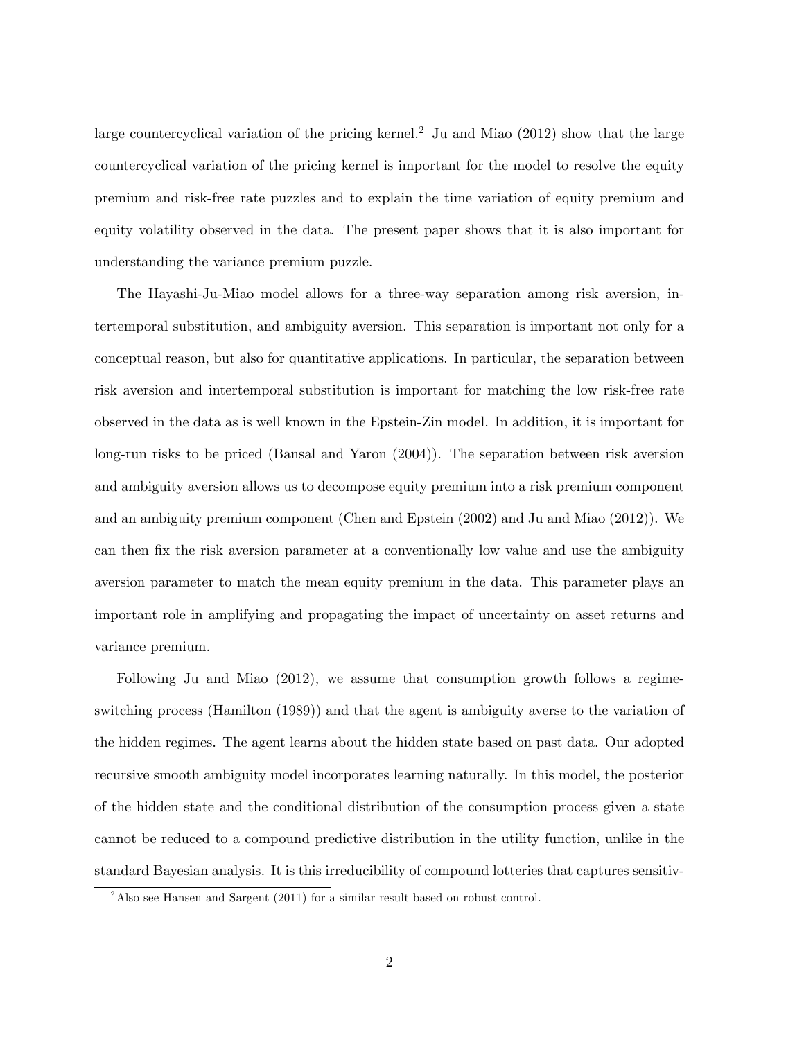large countercyclical variation of the pricing kernel.[2] Ju and Miao (2012) show that the large countercyclical variation of the pricing kernel is important for the model to resolve the equity premium and risk-free rate puzzles and to explain the time variation of equity premium and equity volatility observed in the data. The present paper shows that it is also important for understanding the variance premium puzzle.

The Hayashi-Ju-Miao model allows for a three-way separation among risk aversion, intertemporal substitution, and ambiguity aversion. This separation is important not only for a conceptual reason, but also for quantitative applications. In particular, the separation between risk aversion and intertemporal substitution is important for matching the low risk-free rate observed in the data as is well known in the Epstein-Zin model. In addition, it is important for long-run risks to be priced (Bansal and Yaron (2004)). The separation between risk aversion and ambiguity aversion allows us to decompose equity premium into a risk premium component and an ambiguity premium component (Chen and Epstein (2002) and Ju and Miao (2012)). We can then fix the risk aversion parameter at a conventionally low value and use the ambiguity aversion parameter to match the mean equity premium in the data. This parameter plays an important role in amplifying and propagating the impact of uncertainty on asset returns and variance premium.

Following Ju and Miao (2012), we assume that consumption growth follows a regime-switching process (Hamilton (1989)) and that the agent is ambiguity averse to the variation of the hidden regimes. The agent learns about the hidden state based on past data. Our adopted recursive smooth ambiguity model incorporates learning naturally. In this model, the posterior of the hidden state and the conditional distribution of the consumption process given a state cannot be reduced to a compound predictive distribution in the utility function, unlike in the standard Bayesian analysis. It is this irreducibility of compound lotteries that captures sensitiv-

[2] Also see Hansen and Sargent (2011) for a similar result based on robust control.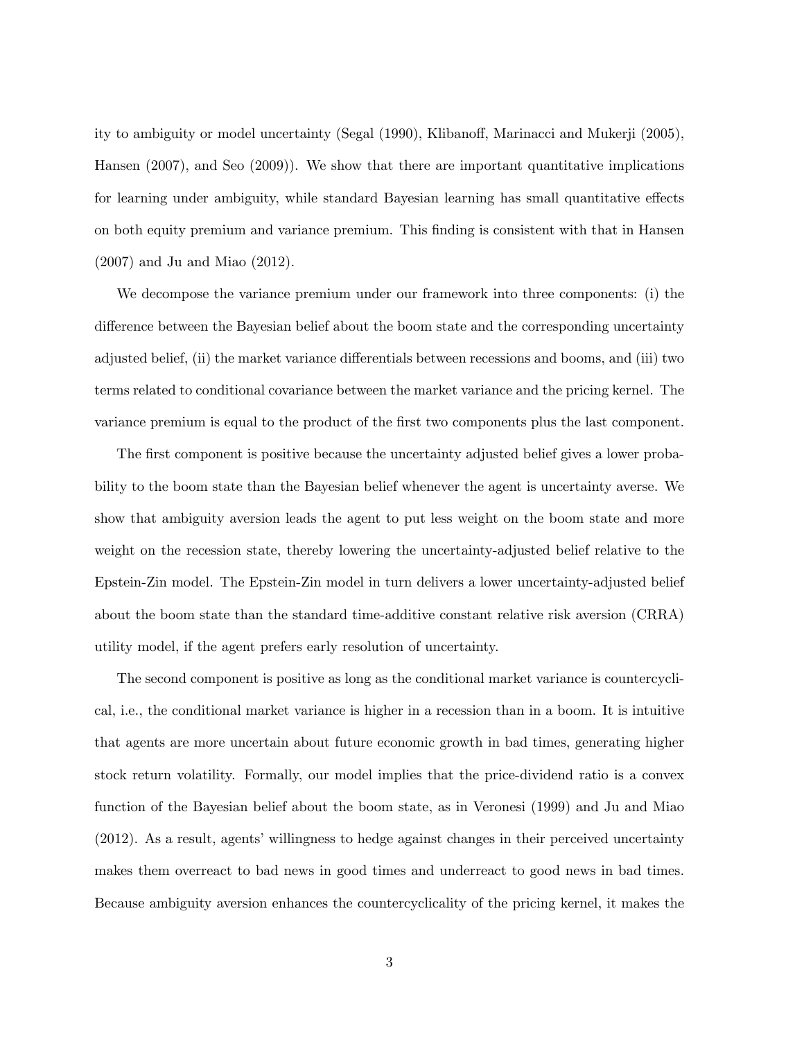ity to ambiguity or model uncertainty (Segal (1990), Klibanoff, Marinacci and Mukerji (2005), Hansen (2007), and Seo (2009)). We show that there are important quantitative implications for learning under ambiguity, while standard Bayesian learning has small quantitative effects on both equity premium and variance premium. This finding is consistent with that in Hansen (2007) and Ju and Miao (2012).

We decompose the variance premium under our framework into three components: (i) the difference between the Bayesian belief about the boom state and the corresponding uncertainty adjusted belief, (ii) the market variance differentials between recessions and booms, and (iii) two terms related to conditional covariance between the market variance and the pricing kernel. The variance premium is equal to the product of the first two components plus the last component.

The first component is positive because the uncertainty adjusted belief gives a lower probability to the boom state than the Bayesian belief whenever the agent is uncertainty averse. We show that ambiguity aversion leads the agent to put less weight on the boom state and more weight on the recession state, thereby lowering the uncertainty-adjusted belief relative to the Epstein-Zin model. The Epstein-Zin model in turn delivers a lower uncertainty-adjusted belief about the boom state than the standard time-additive constant relative risk aversion (CRRA) utility model, if the agent prefers early resolution of uncertainty.

The second component is positive as long as the conditional market variance is countercyclical, i.e., the conditional market variance is higher in a recession than in a boom. It is intuitive that agents are more uncertain about future economic growth in bad times, generating higher stock return volatility. Formally, our model implies that the price-dividend ratio is a convex function of the Bayesian belief about the boom state, as in Veronesi (1999) and Ju and Miao (2012). As a result, agents' willingness to hedge against changes in their perceived uncertainty makes them overreact to bad news in good times and underreact to good news in bad times. Because ambiguity aversion enhances the countercyclicality of the pricing kernel, it makes the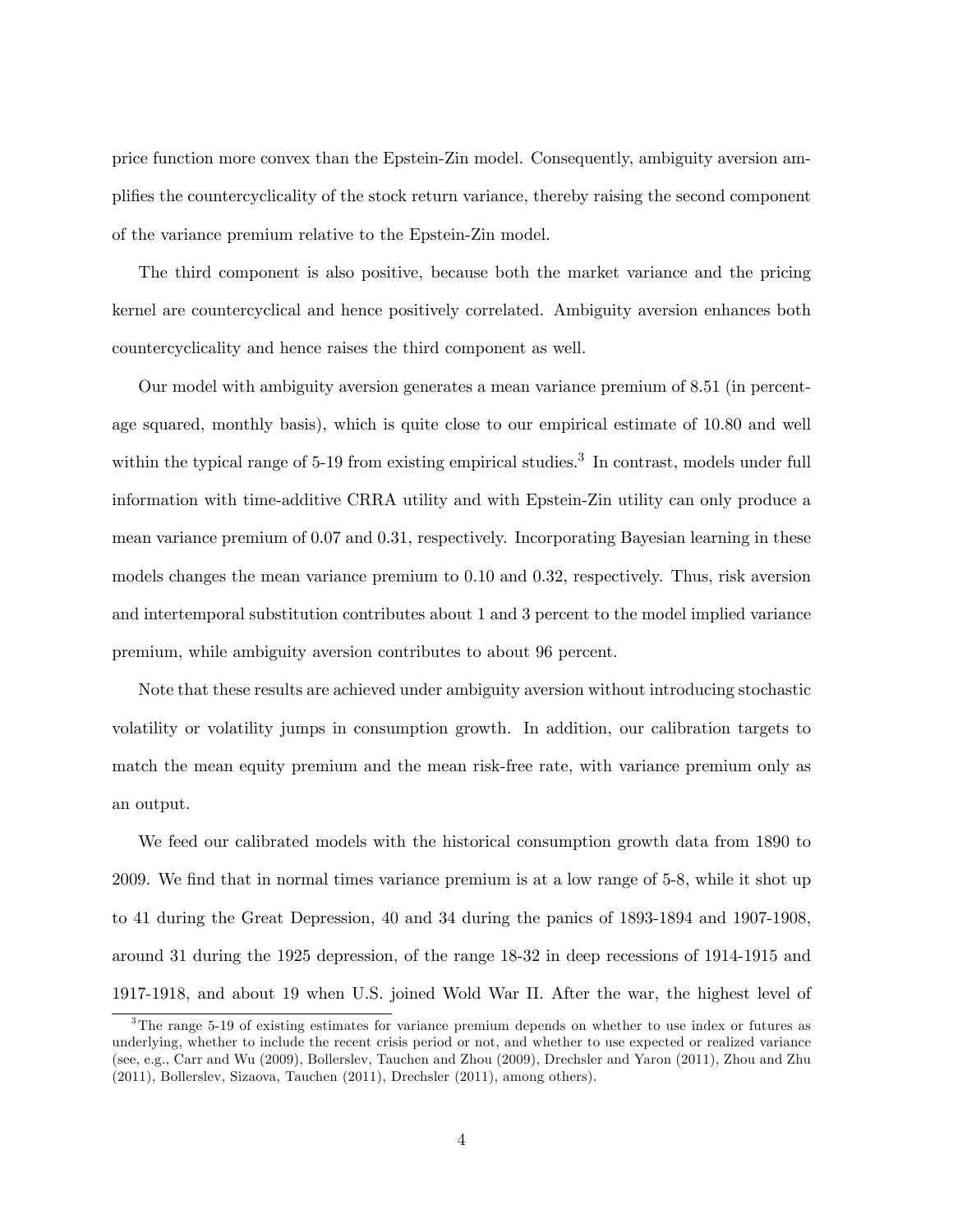price function more convex than the Epstein-Zin model. Consequently, ambiguity aversion amplifies the countercyclicality of the stock return variance, thereby raising the second component of the variance premium relative to the Epstein-Zin model.

The third component is also positive, because both the market variance and the pricing kernel are countercyclical and hence positively correlated. Ambiguity aversion enhances both countercyclicality and hence raises the third component as well.

Our model with ambiguity aversion generates a mean variance premium of 8.51 (in percentage squared, monthly basis), which is quite close to our empirical estimate of 10.80 and well within the typical range of 5-19 from existing empirical studies.[3] In contrast, models under full information with time-additive CRRA utility and with Epstein-Zin utility can only produce a mean variance premium of 0.07 and 0.31, respectively. Incorporating Bayesian learning in these models changes the mean variance premium to 0.10 and 0.32, respectively. Thus, risk aversion and intertemporal substitution contributes about 1 and 3 percent to the model implied variance premium, while ambiguity aversion contributes to about 96 percent.

Note that these results are achieved under ambiguity aversion without introducing stochastic volatility or volatility jumps in consumption growth. In addition, our calibration targets to match the mean equity premium and the mean risk-free rate, with variance premium only as an output.

We feed our calibrated models with the historical consumption growth data from 1890 to 2009. We find that in normal times variance premium is at a low range of 5-8, while it shot up to 41 during the Great Depression, 40 and 34 during the panics of 1893-1894 and 1907-1908, around 31 during the 1925 depression, of the range 18-32 in deep recessions of 1914-1915 and 1917-1918, and about 19 when U.S. joined Wold War II. After the war, the highest level of

[3] The range 5-19 of existing estimates for variance premium depends on whether to use index or futures as underlying, whether to include the recent crisis period or not, and whether to use expected or realized variance (see, e.g., Carr and Wu (2009), Bollerslev, Tauchen and Zhou (2009), Drechsler and Yaron (2011), Zhou and Zhu (2011), Bollerslev, Sizaova, Tauchen (2011), Drechsler (2011), among others).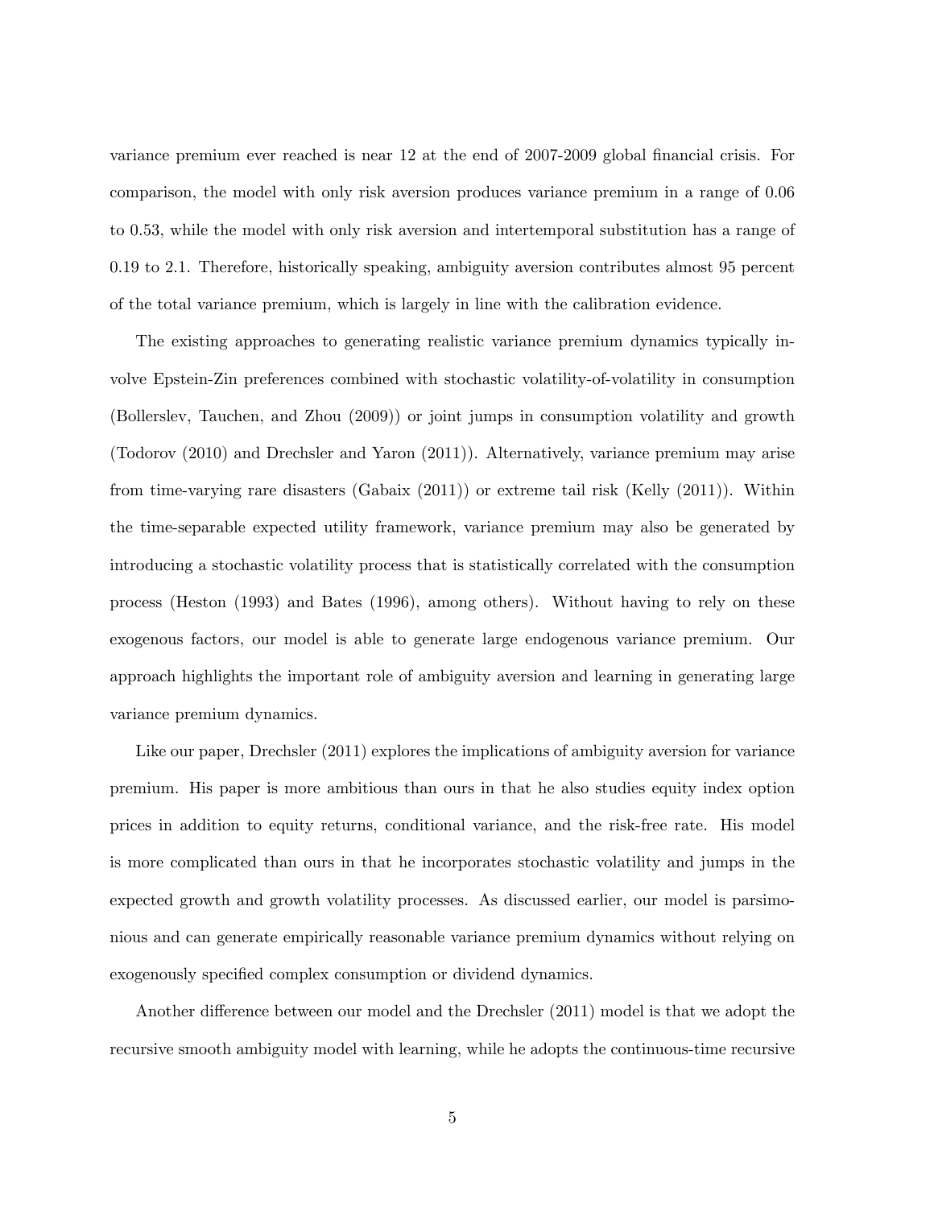variance premium ever reached is near 12 at the end of 2007-2009 global financial crisis. For comparison, the model with only risk aversion produces variance premium in a range of 0.06 to 0.53, while the model with only risk aversion and intertemporal substitution has a range of 0.19 to 2.1. Therefore, historically speaking, ambiguity aversion contributes almost 95 percent of the total variance premium, which is largely in line with the calibration evidence.

The existing approaches to generating realistic variance premium dynamics typically involve Epstein-Zin preferences combined with stochastic volatility-of-volatility in consumption (Bollerslev, Tauchen, and Zhou (2009)) or joint jumps in consumption volatility and growth (Todorov (2010) and Drechsler and Yaron (2011)). Alternatively, variance premium may arise from time-varying rare disasters (Gabaix (2011)) or extreme tail risk (Kelly (2011)). Within the time-separable expected utility framework, variance premium may also be generated by introducing a stochastic volatility process that is statistically correlated with the consumption process (Heston (1993) and Bates (1996), among others). Without having to rely on these exogenous factors, our model is able to generate large endogenous variance premium. Our approach highlights the important role of ambiguity aversion and learning in generating large variance premium dynamics.

Like our paper, Drechsler (2011) explores the implications of ambiguity aversion for variance premium. His paper is more ambitious than ours in that he also studies equity index option prices in addition to equity returns, conditional variance, and the risk-free rate. His model is more complicated than ours in that he incorporates stochastic volatility and jumps in the expected growth and growth volatility processes. As discussed earlier, our model is parsimonious and can generate empirically reasonable variance premium dynamics without relying on exogenously specified complex consumption or dividend dynamics.

Another difference between our model and the Drechsler (2011) model is that we adopt the recursive smooth ambiguity model with learning, while he adopts the continuous-time recursive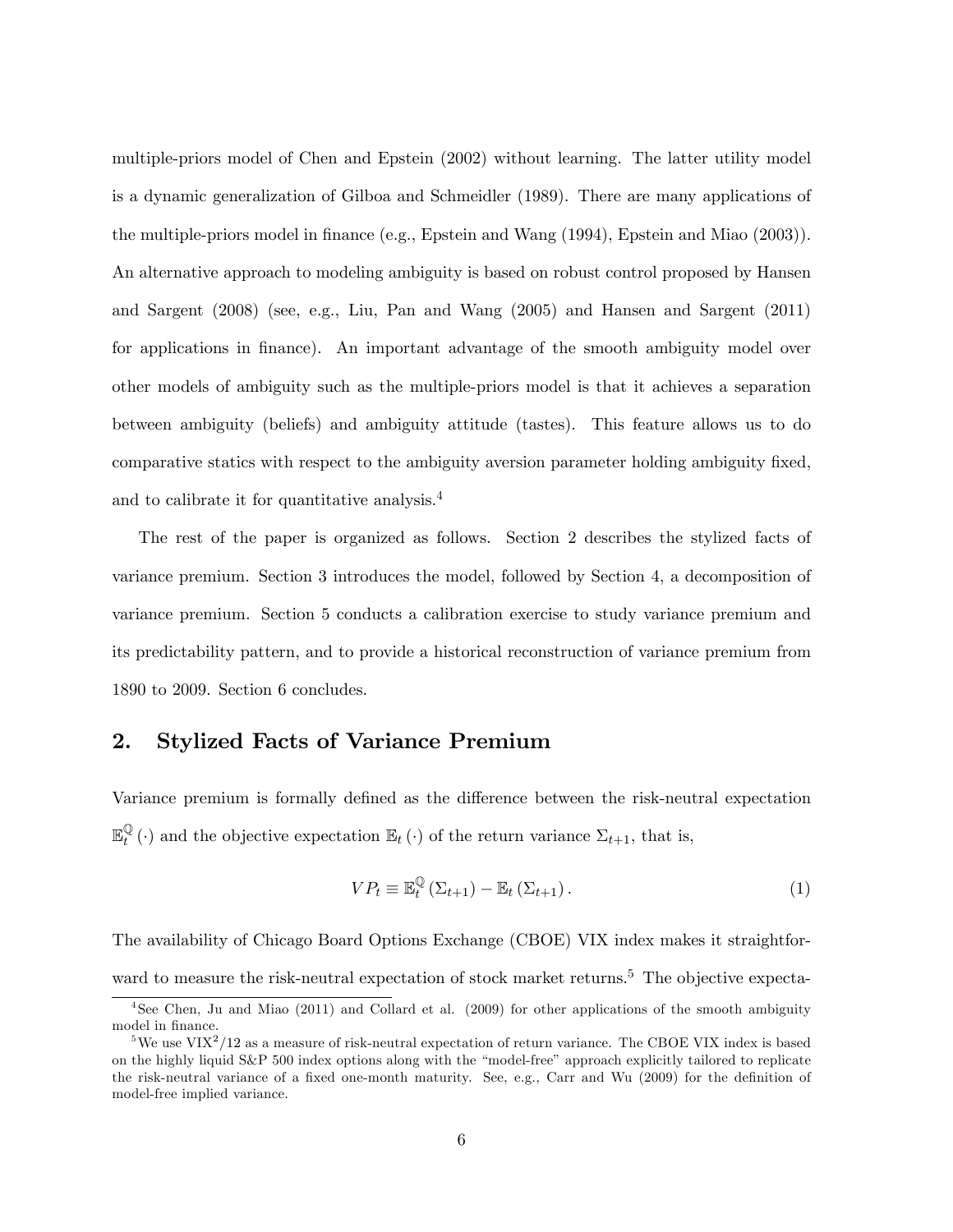multiple-priors model of Chen and Epstein (2002) without learning. The latter utility model is a dynamic generalization of Gilboa and Schmeidler (1989). There are many applications of the multiple-priors model in finance (e.g., Epstein and Wang (1994), Epstein and Miao (2003)). An alternative approach to modeling ambiguity is based on robust control proposed by Hansen and Sargent (2008) (see, e.g., Liu, Pan and Wang (2005) and Hansen and Sargent (2011) for applications in finance). An important advantage of the smooth ambiguity model over other models of ambiguity such as the multiple-priors model is that it achieves a separation between ambiguity (beliefs) and ambiguity attitude (tastes). This feature allows us to do comparative statics with respect to the ambiguity aversion parameter holding ambiguity fixed, and to calibrate it for quantitative analysis.[4]

The rest of the paper is organized as follows. Section 2 describes the stylized facts of variance premium. Section 3 introduces the model, followed by Section 4, a decomposition of variance premium. Section 5 conducts a calibration exercise to study variance premium and its predictability pattern, and to provide a historical reconstruction of variance premium from 1890 to 2009. Section 6 concludes.

## 2. Stylized Facts of Variance Premium

Variance premium is formally defined as the difference between the risk-neutral expectation $\mathbb{E}_t^{\mathbb{Q}}(\cdot)$ and the objective expectation $\mathbb{E}_t(\cdot)$ of the return variance $\Sigma_{t+1}$, that is,

$$VP_t \equiv \mathbb{E}_t^{\mathbb{Q}}(\Sigma_{t+1}) - \mathbb{E}_t(\Sigma_{t+1}). \tag{1}$$

The availability of Chicago Board Options Exchange (CBOE) VIX index makes it straightforward to measure the risk-neutral expectation of stock market returns.[5] The objective expecta-

[4] See Chen, Ju and Miao (2011) and Collard et al. (2009) for other applications of the smooth ambiguity model in finance.

[5] We use $\text{VIX}^2/12$ as a measure of risk-neutral expectation of return variance. The CBOE VIX index is based on the highly liquid S&P 500 index options along with the "model-free" approach explicitly tailored to replicate the risk-neutral variance of a fixed one-month maturity. See, e.g., Carr and Wu (2009) for the definition of model-free implied variance.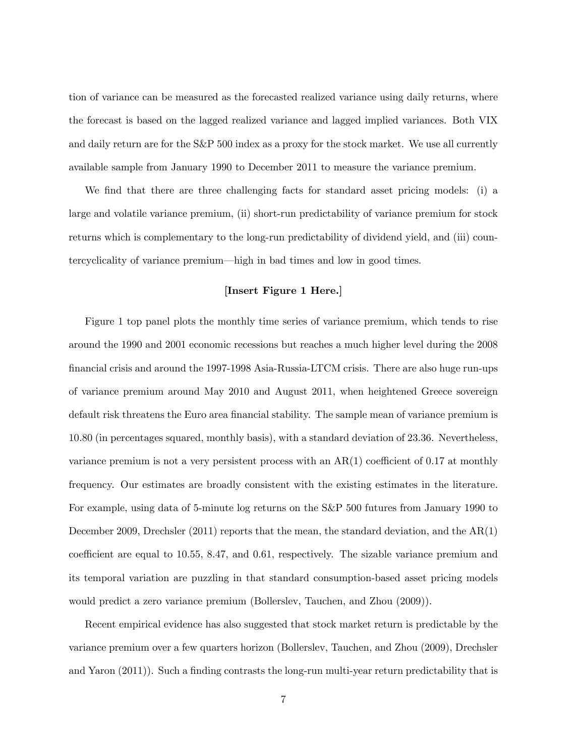tion of variance can be measured as the forecasted realized variance using daily returns, where the forecast is based on the lagged realized variance and lagged implied variances. Both VIX and daily return are for the S&P 500 index as a proxy for the stock market. We use all currently available sample from January 1990 to December 2011 to measure the variance premium.

We find that there are three challenging facts for standard asset pricing models: (i) a large and volatile variance premium, (ii) short-run predictability of variance premium for stock returns which is complementary to the long-run predictability of dividend yield, and (iii) countercyclicality of variance premium—high in bad times and low in good times.

**[Insert Figure 1 Here.]**

Figure 1 top panel plots the monthly time series of variance premium, which tends to rise around the 1990 and 2001 economic recessions but reaches a much higher level during the 2008 financial crisis and around the 1997-1998 Asia-Russia-LTCM crisis. There are also huge run-ups of variance premium around May 2010 and August 2011, when heightened Greece sovereign default risk threatens the Euro area financial stability. The sample mean of variance premium is 10.80 (in percentages squared, monthly basis), with a standard deviation of 23.36. Nevertheless, variance premium is not a very persistent process with an AR(1) coefficient of 0.17 at monthly frequency. Our estimates are broadly consistent with the existing estimates in the literature. For example, using data of 5-minute log returns on the S&P 500 futures from January 1990 to December 2009, Drechsler (2011) reports that the mean, the standard deviation, and the AR(1) coefficient are equal to 10.55, 8.47, and 0.61, respectively. The sizable variance premium and its temporal variation are puzzling in that standard consumption-based asset pricing models would predict a zero variance premium (Bollerslev, Tauchen, and Zhou (2009)).

Recent empirical evidence has also suggested that stock market return is predictable by the variance premium over a few quarters horizon (Bollerslev, Tauchen, and Zhou (2009), Drechsler and Yaron (2011)). Such a finding contrasts the long-run multi-year return predictability that is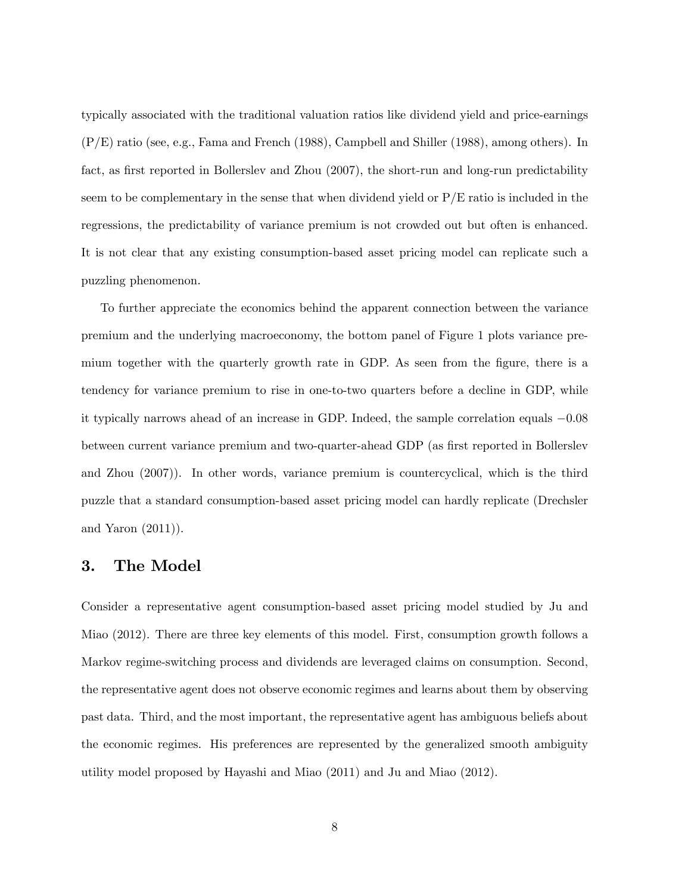typically associated with the traditional valuation ratios like dividend yield and price-earnings (P/E) ratio (see, e.g., Fama and French (1988), Campbell and Shiller (1988), among others). In fact, as first reported in Bollerslev and Zhou (2007), the short-run and long-run predictability seem to be complementary in the sense that when dividend yield or P/E ratio is included in the regressions, the predictability of variance premium is not crowded out but often is enhanced. It is not clear that any existing consumption-based asset pricing model can replicate such a puzzling phenomenon.

To further appreciate the economics behind the apparent connection between the variance premium and the underlying macroeconomy, the bottom panel of Figure 1 plots variance premium together with the quarterly growth rate in GDP. As seen from the figure, there is a tendency for variance premium to rise in one-to-two quarters before a decline in GDP, while it typically narrows ahead of an increase in GDP. Indeed, the sample correlation equals $-0.08$ between current variance premium and two-quarter-ahead GDP (as first reported in Bollerslev and Zhou (2007)). In other words, variance premium is countercyclical, which is the third puzzle that a standard consumption-based asset pricing model can hardly replicate (Drechsler and Yaron (2011)).

## 3. The Model

Consider a representative agent consumption-based asset pricing model studied by Ju and Miao (2012). There are three key elements of this model. First, consumption growth follows a Markov regime-switching process and dividends are leveraged claims on consumption. Second, the representative agent does not observe economic regimes and learns about them by observing past data. Third, and the most important, the representative agent has ambiguous beliefs about the economic regimes. His preferences are represented by the generalized smooth ambiguity utility model proposed by Hayashi and Miao (2011) and Ju and Miao (2012).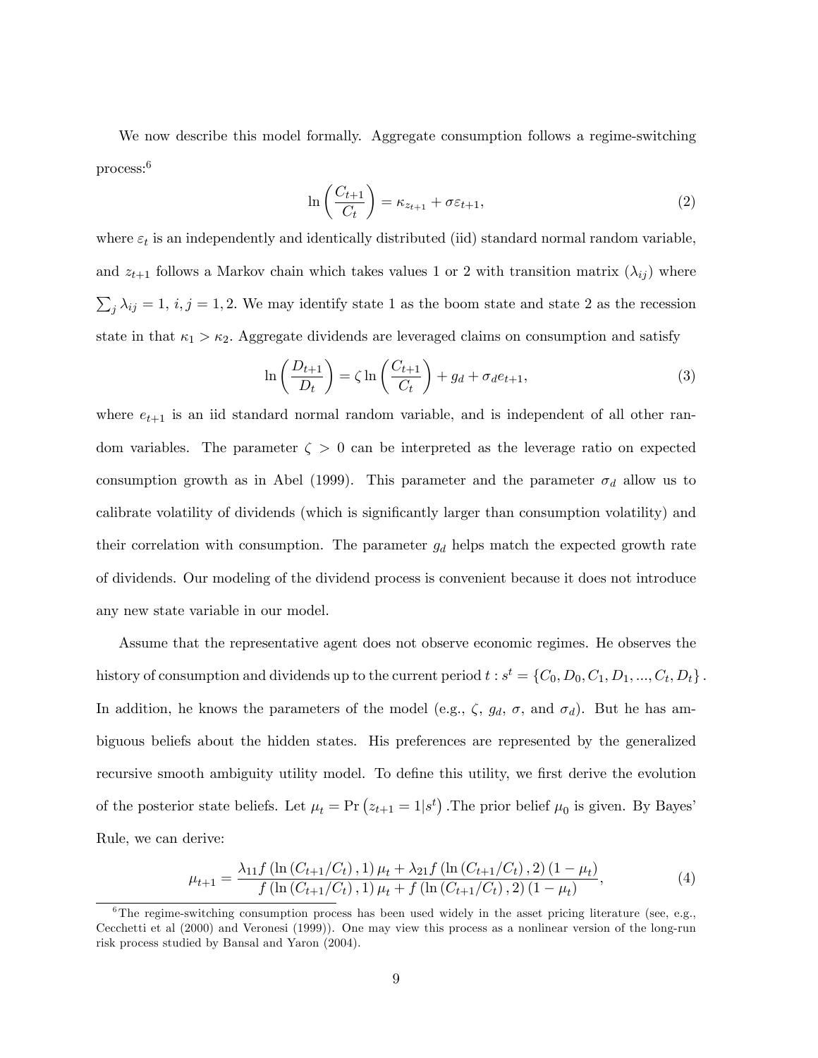We now describe this model formally. Aggregate consumption follows a regime-switching process:[6]

$$\ln\left(\frac{C_{t+1}}{C_t}\right) = \kappa_{z_{t+1}} + \sigma\varepsilon_{t+1}, \tag{2}$$

where $\varepsilon_t$ is an independently and identically distributed (iid) standard normal random variable, and $z_{t+1}$ follows a Markov chain which takes values 1 or 2 with transition matrix $(\lambda_{ij})$ where $\sum_j \lambda_{ij} = 1$, $i, j = 1, 2$. We may identify state 1 as the boom state and state 2 as the recession state in that $\kappa_1 > \kappa_2$. Aggregate dividends are leveraged claims on consumption and satisfy

$$\ln\left(\frac{D_{t+1}}{D_t}\right) = \zeta \ln\left(\frac{C_{t+1}}{C_t}\right) + g_d + \sigma_d e_{t+1}, \tag{3}$$

where $e_{t+1}$ is an iid standard normal random variable, and is independent of all other random variables. The parameter $\zeta > 0$ can be interpreted as the leverage ratio on expected consumption growth as in Abel (1999). This parameter and the parameter $\sigma_d$ allow us to calibrate volatility of dividends (which is significantly larger than consumption volatility) and their correlation with consumption. The parameter $g_d$ helps match the expected growth rate of dividends. Our modeling of the dividend process is convenient because it does not introduce any new state variable in our model.

Assume that the representative agent does not observe economic regimes. He observes the history of consumption and dividends up to the current period $t : s^t = \{C_0, D_0, C_1, D_1, ..., C_t, D_t\}$. In addition, he knows the parameters of the model (e.g., $\zeta$, $g_d$, $\sigma$, and $\sigma_d$). But he has ambiguous beliefs about the hidden states. His preferences are represented by the generalized recursive smooth ambiguity utility model. To define this utility, we first derive the evolution of the posterior state beliefs. Let $\mu_t = \Pr\left(z_{t+1} = 1 | s^t\right)$.The prior belief $\mu_0$ is given. By Bayes' Rule, we can derive:

$$\mu_{t+1} = \frac{\lambda_{11} f\left(\ln\left(C_{t+1}/C_t\right), 1\right)\mu_t + \lambda_{21} f\left(\ln\left(C_{t+1}/C_t\right), 2\right)(1-\mu_t)}{f\left(\ln\left(C_{t+1}/C_t\right), 1\right)\mu_t + f\left(\ln\left(C_{t+1}/C_t\right), 2\right)(1-\mu_t)}, \tag{4}$$

[6] The regime-switching consumption process has been used widely in the asset pricing literature (see, e.g., Cecchetti et al (2000) and Veronesi (1999)). One may view this process as a nonlinear version of the long-run risk process studied by Bansal and Yaron (2004).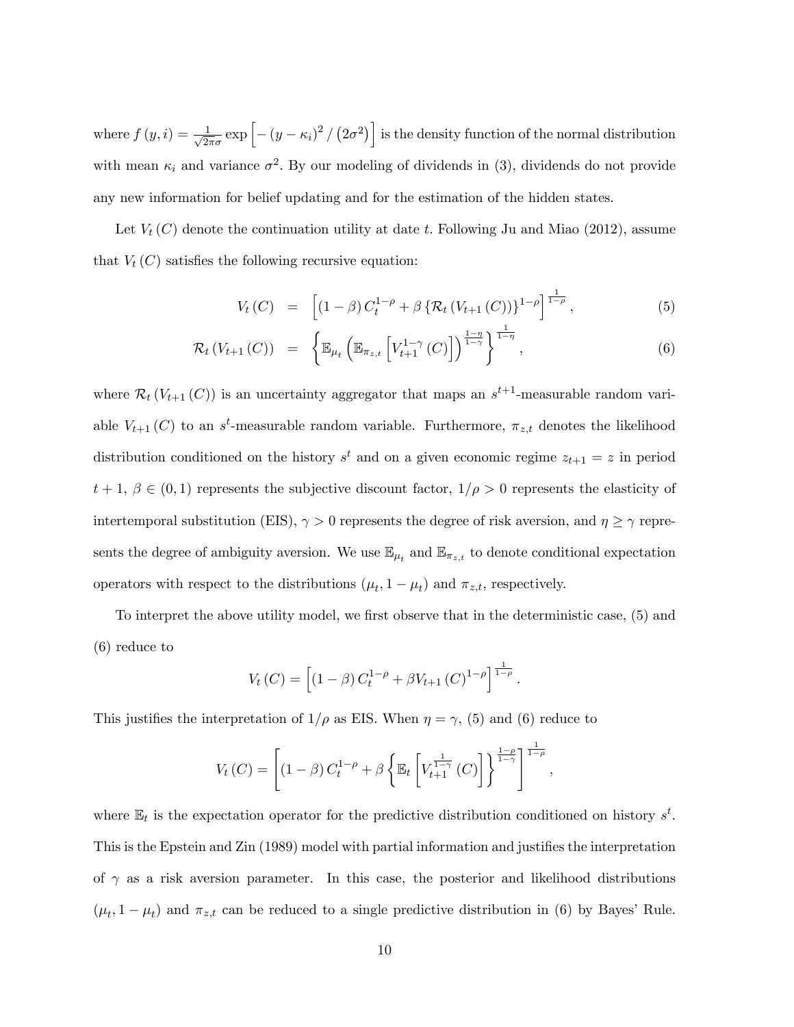where $f(y,i) = \frac{1}{\sqrt{2\pi}\sigma} \exp\left[-(y-\kappa_i)^2 / (2\sigma^2)\right]$ is the density function of the normal distribution with mean $\kappa_i$ and variance $\sigma^2$. By our modeling of dividends in (3), dividends do not provide any new information for belief updating and for the estimation of the hidden states.

Let $V_t(C)$ denote the continuation utility at date $t$. Following Ju and Miao (2012), assume that $V_t(C)$ satisfies the following recursive equation:

$$V_t(C) = \left[(1-\beta) C_t^{1-\rho} + \beta \left\{\mathcal{R}_t(V_{t+1}(C))\right\}^{1-\rho}\right]^{\frac{1}{1-\rho}}, \tag{5}$$

$$\mathcal{R}_t(V_{t+1}(C)) = \left\{\mathbb{E}_{\mu_t}\left(\mathbb{E}_{\pi_{z,t}}\left[V_{t+1}^{1-\gamma}(C)\right]\right)^{\frac{1-\eta}{1-\gamma}}\right\}^{\frac{1}{1-\eta}}, \tag{6}$$

where $\mathcal{R}_t(V_{t+1}(C))$ is an uncertainty aggregator that maps an $s^{t+1}$-measurable random variable $V_{t+1}(C)$ to an $s^t$-measurable random variable. Furthermore, $\pi_{z,t}$ denotes the likelihood distribution conditioned on the history $s^t$ and on a given economic regime $z_{t+1} = z$ in period $t+1$, $\beta \in (0,1)$ represents the subjective discount factor, $1/\rho > 0$ represents the elasticity of intertemporal substitution (EIS), $\gamma > 0$ represents the degree of risk aversion, and $\eta \geq \gamma$ represents the degree of ambiguity aversion. We use $\mathbb{E}_{\mu_t}$ and $\mathbb{E}_{\pi_{z,t}}$ to denote conditional expectation operators with respect to the distributions $(\mu_t, 1-\mu_t)$ and $\pi_{z,t}$, respectively.

To interpret the above utility model, we first observe that in the deterministic case, (5) and (6) reduce to

$$V_t(C) = \left[(1-\beta) C_t^{1-\rho} + \beta V_{t+1}(C)^{1-\rho}\right]^{\frac{1}{1-\rho}}.$$

This justifies the interpretation of $1/\rho$ as EIS. When $\eta = \gamma$, (5) and (6) reduce to

$$V_t(C) = \left[(1-\beta) C_t^{1-\rho} + \beta \left\{\mathbb{E}_t\left[V_{t+1}^{\frac{1}{1-\gamma}}(C)\right]\right\}^{\frac{1-\rho}{1-\gamma}}\right]^{\frac{1}{1-\rho}},$$

where $\mathbb{E}_t$ is the expectation operator for the predictive distribution conditioned on history $s^t$. This is the Epstein and Zin (1989) model with partial information and justifies the interpretation of $\gamma$ as a risk aversion parameter. In this case, the posterior and likelihood distributions $(\mu_t, 1-\mu_t)$ and $\pi_{z,t}$ can be reduced to a single predictive distribution in (6) by Bayes' Rule.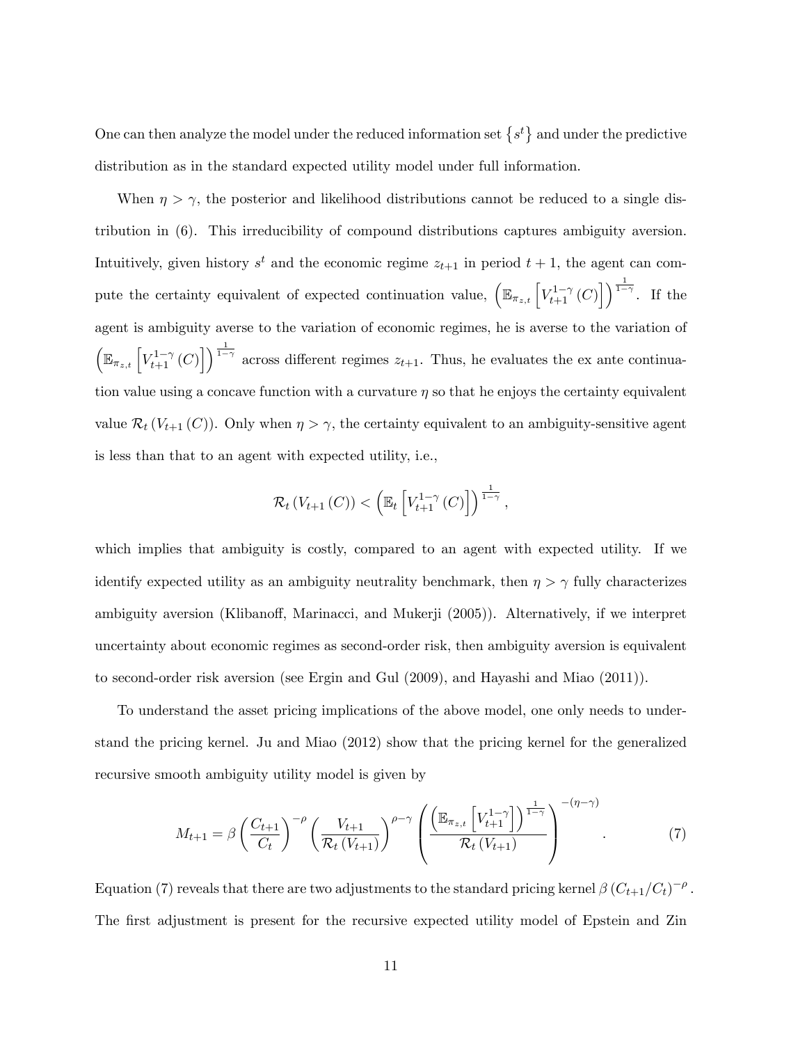One can then analyze the model under the reduced information set $\{s^t\}$ and under the predictive distribution as in the standard expected utility model under full information.

When $\eta > \gamma$, the posterior and likelihood distributions cannot be reduced to a single distribution in (6). This irreducibility of compound distributions captures ambiguity aversion. Intuitively, given history $s^t$ and the economic regime $z_{t+1}$ in period $t+1$, the agent can compute the certainty equivalent of expected continuation value, $\left(\mathbb{E}_{\pi_{z,t}}\left[V_{t+1}^{1-\gamma}(C)\right]\right)^{\frac{1}{1-\gamma}}$. If the agent is ambiguity averse to the variation of economic regimes, he is averse to the variation of $\left(\mathbb{E}_{\pi_{z,t}}\left[V_{t+1}^{1-\gamma}(C)\right]\right)^{\frac{1}{1-\gamma}}$ across different regimes $z_{t+1}$. Thus, he evaluates the ex ante continuation value using a concave function with a curvature $\eta$ so that he enjoys the certainty equivalent value $\mathcal{R}_t(V_{t+1}(C))$. Only when $\eta > \gamma$, the certainty equivalent to an ambiguity-sensitive agent is less than that to an agent with expected utility, i.e.,

$$\mathcal{R}_t(V_{t+1}(C)) < \left(\mathbb{E}_t\left[V_{t+1}^{1-\gamma}(C)\right]\right)^{\frac{1}{1-\gamma}},$$

which implies that ambiguity is costly, compared to an agent with expected utility. If we identify expected utility as an ambiguity neutrality benchmark, then $\eta > \gamma$ fully characterizes ambiguity aversion (Klibanoff, Marinacci, and Mukerji (2005)). Alternatively, if we interpret uncertainty about economic regimes as second-order risk, then ambiguity aversion is equivalent to second-order risk aversion (see Ergin and Gul (2009), and Hayashi and Miao (2011)).

To understand the asset pricing implications of the above model, one only needs to understand the pricing kernel. Ju and Miao (2012) show that the pricing kernel for the generalized recursive smooth ambiguity utility model is given by

$$M_{t+1} = \beta\left(\frac{C_{t+1}}{C_t}\right)^{-\rho}\left(\frac{V_{t+1}}{\mathcal{R}_t(V_{t+1})}\right)^{\rho-\gamma}\left(\frac{\left(\mathbb{E}_{\pi_{z,t}}\left[V_{t+1}^{1-\gamma}\right]\right)^{\frac{1}{1-\gamma}}}{\mathcal{R}_t(V_{t+1})}\right)^{-(\eta-\gamma)}. \tag{7}$$

Equation (7) reveals that there are two adjustments to the standard pricing kernel $\beta(C_{t+1}/C_t)^{-\rho}$. The first adjustment is present for the recursive expected utility model of Epstein and Zin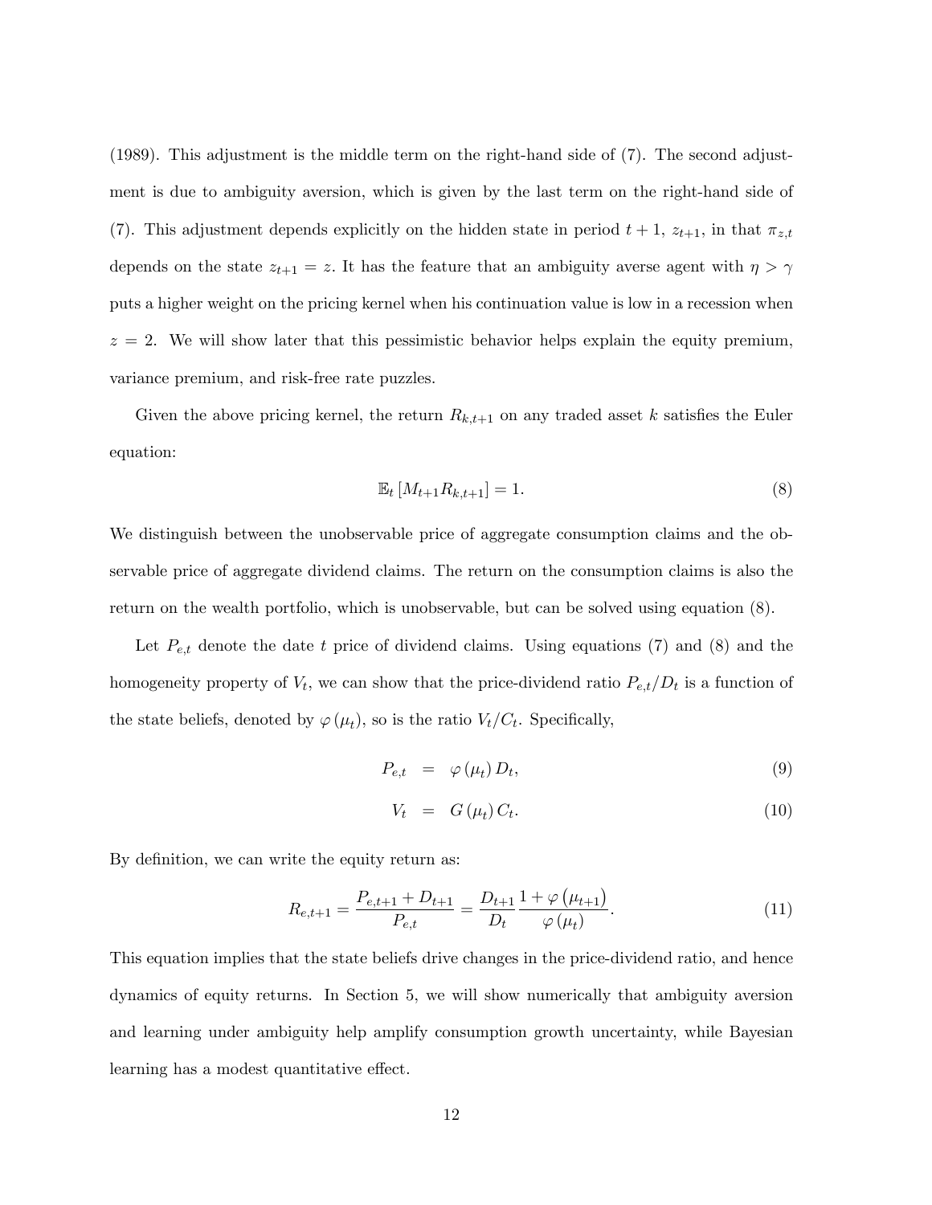(1989). This adjustment is the middle term on the right-hand side of (7). The second adjustment is due to ambiguity aversion, which is given by the last term on the right-hand side of (7). This adjustment depends explicitly on the hidden state in period $t+1$, $z_{t+1}$, in that $\pi_{z,t}$ depends on the state $z_{t+1} = z$. It has the feature that an ambiguity averse agent with $\eta > \gamma$ puts a higher weight on the pricing kernel when his continuation value is low in a recession when $z = 2$. We will show later that this pessimistic behavior helps explain the equity premium, variance premium, and risk-free rate puzzles.

Given the above pricing kernel, the return $R_{k,t+1}$ on any traded asset $k$ satisfies the Euler equation:

$$\mathbb{E}_t \left[ M_{t+1} R_{k,t+1} \right] = 1. \tag{8}$$

We distinguish between the unobservable price of aggregate consumption claims and the observable price of aggregate dividend claims. The return on the consumption claims is also the return on the wealth portfolio, which is unobservable, but can be solved using equation (8).

Let $P_{e,t}$ denote the date $t$ price of dividend claims. Using equations (7) and (8) and the homogeneity property of $V_t$, we can show that the price-dividend ratio $P_{e,t}/D_t$ is a function of the state beliefs, denoted by $\varphi(\mu_t)$, so is the ratio $V_t/C_t$. Specifically,

$$P_{e,t} = \varphi(\mu_t) D_t, \tag{9}$$

$$V_t = G(\mu_t) C_t. \tag{10}$$

By definition, we can write the equity return as:

$$R_{e,t+1} = \frac{P_{e,t+1} + D_{t+1}}{P_{e,t}} = \frac{D_{t+1}}{D_t} \frac{1 + \varphi(\mu_{t+1})}{\varphi(\mu_t)}. \tag{11}$$

This equation implies that the state beliefs drive changes in the price-dividend ratio, and hence dynamics of equity returns. In Section 5, we will show numerically that ambiguity aversion and learning under ambiguity help amplify consumption growth uncertainty, while Bayesian learning has a modest quantitative effect.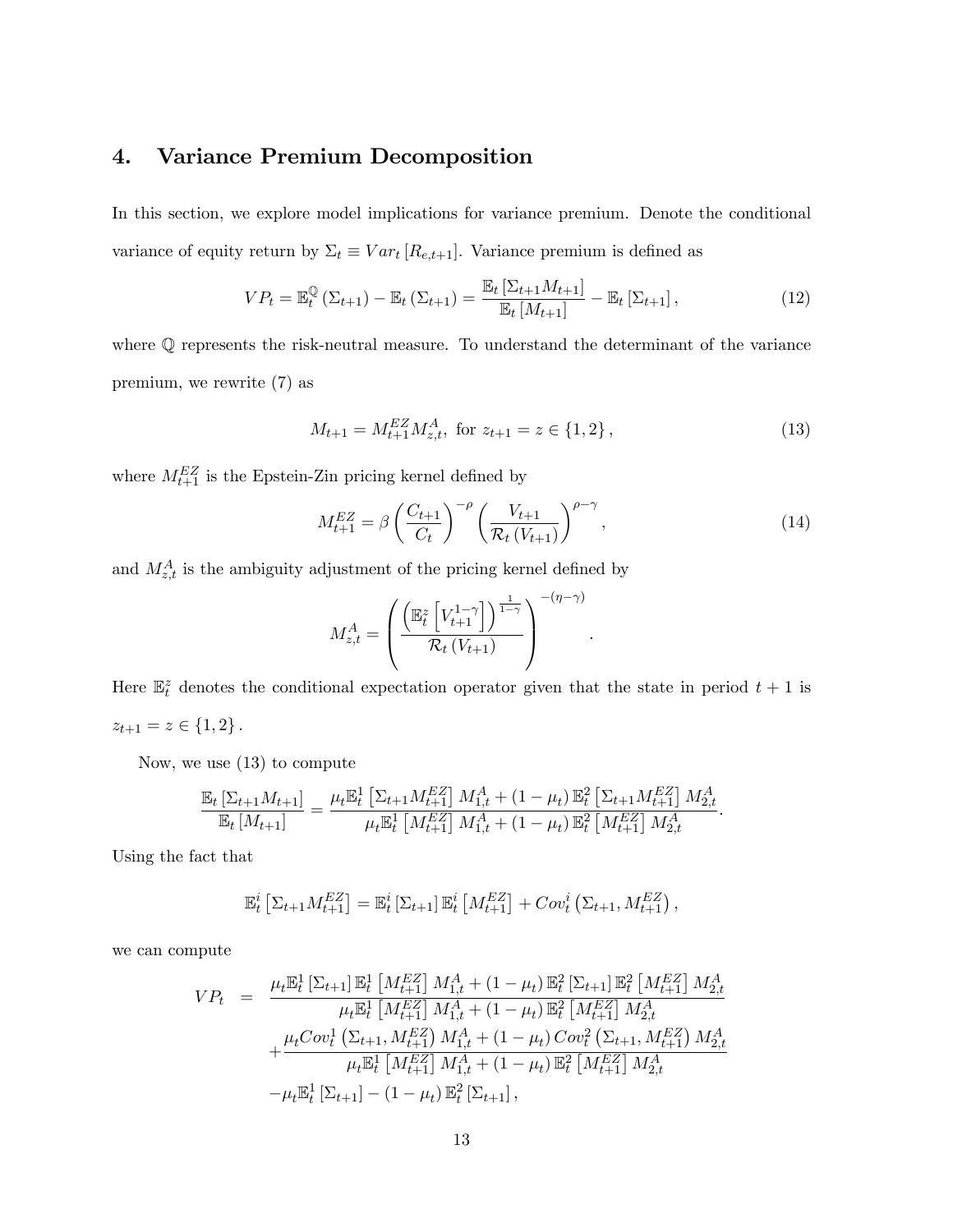## 4. Variance Premium Decomposition

In this section, we explore model implications for variance premium. Denote the conditional variance of equity return by $\Sigma_t \equiv Var_t[R_{e,t+1}]$. Variance premium is defined as

$$VP_t = \mathbb{E}_t^{\mathbb{Q}}(\Sigma_{t+1}) - \mathbb{E}_t(\Sigma_{t+1}) = \frac{\mathbb{E}_t[\Sigma_{t+1}M_{t+1}]}{\mathbb{E}_t[M_{t+1}]} - \mathbb{E}_t[\Sigma_{t+1}], \tag{12}$$

where $\mathbb{Q}$ represents the risk-neutral measure. To understand the determinant of the variance premium, we rewrite (7) as

$$M_{t+1} = M_{t+1}^{EZ} M_{z,t}^{A}, \text{ for } z_{t+1} = z \in \{1, 2\}, \tag{13}$$

where $M_{t+1}^{EZ}$ is the Epstein-Zin pricing kernel defined by

$$M_{t+1}^{EZ} = \beta \left(\frac{C_{t+1}}{C_t}\right)^{-\rho} \left(\frac{V_{t+1}}{\mathcal{R}_t(V_{t+1})}\right)^{\rho-\gamma}, \tag{14}$$

and $M_{z,t}^{A}$ is the ambiguity adjustment of the pricing kernel defined by

$$M_{z,t}^{A} = \left(\frac{\left(\mathbb{E}_t^z\left[V_{t+1}^{1-\gamma}\right]\right)^{\frac{1}{1-\gamma}}}{\mathcal{R}_t(V_{t+1})}\right)^{-(\eta-\gamma)}.$$

Here $\mathbb{E}_t^z$ denotes the conditional expectation operator given that the state in period $t+1$ is $z_{t+1} = z \in \{1, 2\}$.

Now, we use (13) to compute

$$\frac{\mathbb{E}_t[\Sigma_{t+1}M_{t+1}]}{\mathbb{E}_t[M_{t+1}]} = \frac{\mu_t \mathbb{E}_t^1\left[\Sigma_{t+1}M_{t+1}^{EZ}\right] M_{1,t}^{A} + (1-\mu_t)\mathbb{E}_t^2\left[\Sigma_{t+1}M_{t+1}^{EZ}\right] M_{2,t}^{A}}{\mu_t \mathbb{E}_t^1\left[M_{t+1}^{EZ}\right] M_{1,t}^{A} + (1-\mu_t)\mathbb{E}_t^2\left[M_{t+1}^{EZ}\right] M_{2,t}^{A}}.$$

Using the fact that

$$\mathbb{E}_t^i\left[\Sigma_{t+1}M_{t+1}^{EZ}\right] = \mathbb{E}_t^i[\Sigma_{t+1}]\mathbb{E}_t^i\left[M_{t+1}^{EZ}\right] + Cov_t^i\left(\Sigma_{t+1}, M_{t+1}^{EZ}\right),$$

we can compute

$$\begin{aligned}
VP_t \quad = \quad & \frac{\mu_t \mathbb{E}_t^1[\Sigma_{t+1}]\mathbb{E}_t^1\left[M_{t+1}^{EZ}\right] M_{1,t}^{A} + (1-\mu_t)\mathbb{E}_t^2[\Sigma_{t+1}]\mathbb{E}_t^2\left[M_{t+1}^{EZ}\right] M_{2,t}^{A}}{\mu_t \mathbb{E}_t^1\left[M_{t+1}^{EZ}\right] M_{1,t}^{A} + (1-\mu_t)\mathbb{E}_t^2\left[M_{t+1}^{EZ}\right] M_{2,t}^{A}} \\
& + \frac{\mu_t Cov_t^1\left(\Sigma_{t+1}, M_{t+1}^{EZ}\right) M_{1,t}^{A} + (1-\mu_t) Cov_t^2\left(\Sigma_{t+1}, M_{t+1}^{EZ}\right) M_{2,t}^{A}}{\mu_t \mathbb{E}_t^1\left[M_{t+1}^{EZ}\right] M_{1,t}^{A} + (1-\mu_t)\mathbb{E}_t^2\left[M_{t+1}^{EZ}\right] M_{2,t}^{A}} \\
& - \mu_t \mathbb{E}_t^1[\Sigma_{t+1}] - (1-\mu_t)\mathbb{E}_t^2[\Sigma_{t+1}],
\end{aligned}$$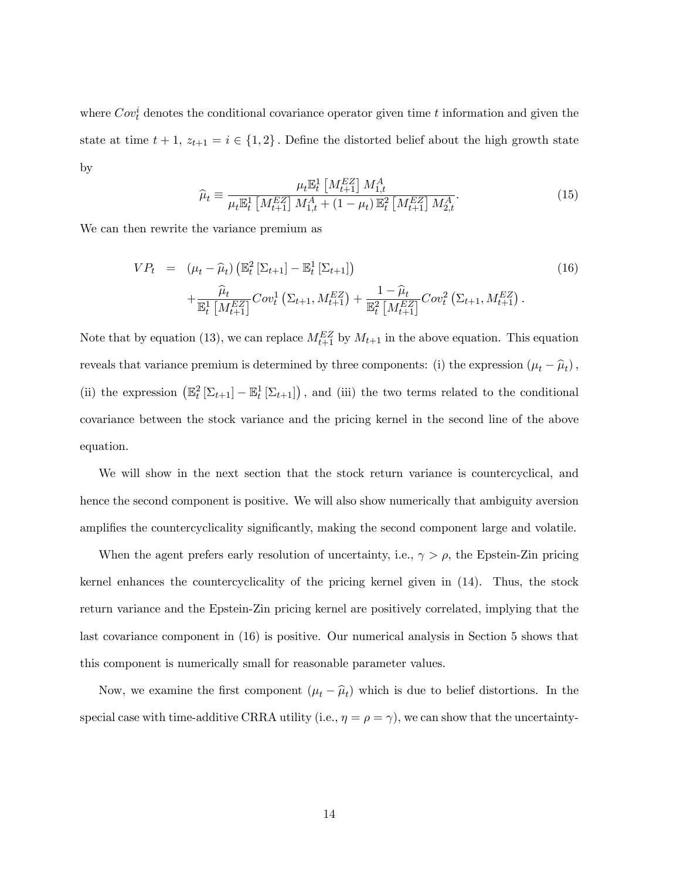where $Cov_t^i$ denotes the conditional covariance operator given time $t$ information and given the state at time $t+1$, $z_{t+1} = i \in \{1, 2\}$. Define the distorted belief about the high growth state by

$$\widehat{\mu}_t \equiv \frac{\mu_t \mathbb{E}_t^1 \left[M_{t+1}^{EZ}\right] M_{1,t}^A}{\mu_t \mathbb{E}_t^1 \left[M_{t+1}^{EZ}\right] M_{1,t}^A + (1-\mu_t) \mathbb{E}_t^2 \left[M_{t+1}^{EZ}\right] M_{2,t}^A}. \tag{15}$$

We can then rewrite the variance premium as

$$\begin{aligned} VP_t &= (\mu_t - \widehat{\mu}_t)\left(\mathbb{E}_t^2 \left[\Sigma_{t+1}\right] - \mathbb{E}_t^1 \left[\Sigma_{t+1}\right]\right) \\ &\quad + \frac{\widehat{\mu}_t}{\mathbb{E}_t^1 \left[M_{t+1}^{EZ}\right]} Cov_t^1 \left(\Sigma_{t+1}, M_{t+1}^{EZ}\right) + \frac{1-\widehat{\mu}_t}{\mathbb{E}_t^2 \left[M_{t+1}^{EZ}\right]} Cov_t^2 \left(\Sigma_{t+1}, M_{t+1}^{EZ}\right). \end{aligned} \tag{16}$$

Note that by equation (13), we can replace $M_{t+1}^{EZ}$ by $M_{t+1}$ in the above equation. This equation reveals that variance premium is determined by three components: (i) the expression $(\mu_t - \widehat{\mu}_t)$, (ii) the expression $\left(\mathbb{E}_t^2 \left[\Sigma_{t+1}\right] - \mathbb{E}_t^1 \left[\Sigma_{t+1}\right]\right)$, and (iii) the two terms related to the conditional covariance between the stock variance and the pricing kernel in the second line of the above equation.

We will show in the next section that the stock return variance is countercyclical, and hence the second component is positive. We will also show numerically that ambiguity aversion amplifies the countercyclicality significantly, making the second component large and volatile.

When the agent prefers early resolution of uncertainty, i.e., $\gamma > \rho$, the Epstein-Zin pricing kernel enhances the countercyclicality of the pricing kernel given in (14). Thus, the stock return variance and the Epstein-Zin pricing kernel are positively correlated, implying that the last covariance component in (16) is positive. Our numerical analysis in Section 5 shows that this component is numerically small for reasonable parameter values.

Now, we examine the first component $(\mu_t - \widehat{\mu}_t)$ which is due to belief distortions. In the special case with time-additive CRRA utility (i.e., $\eta = \rho = \gamma$), we can show that the uncertainty-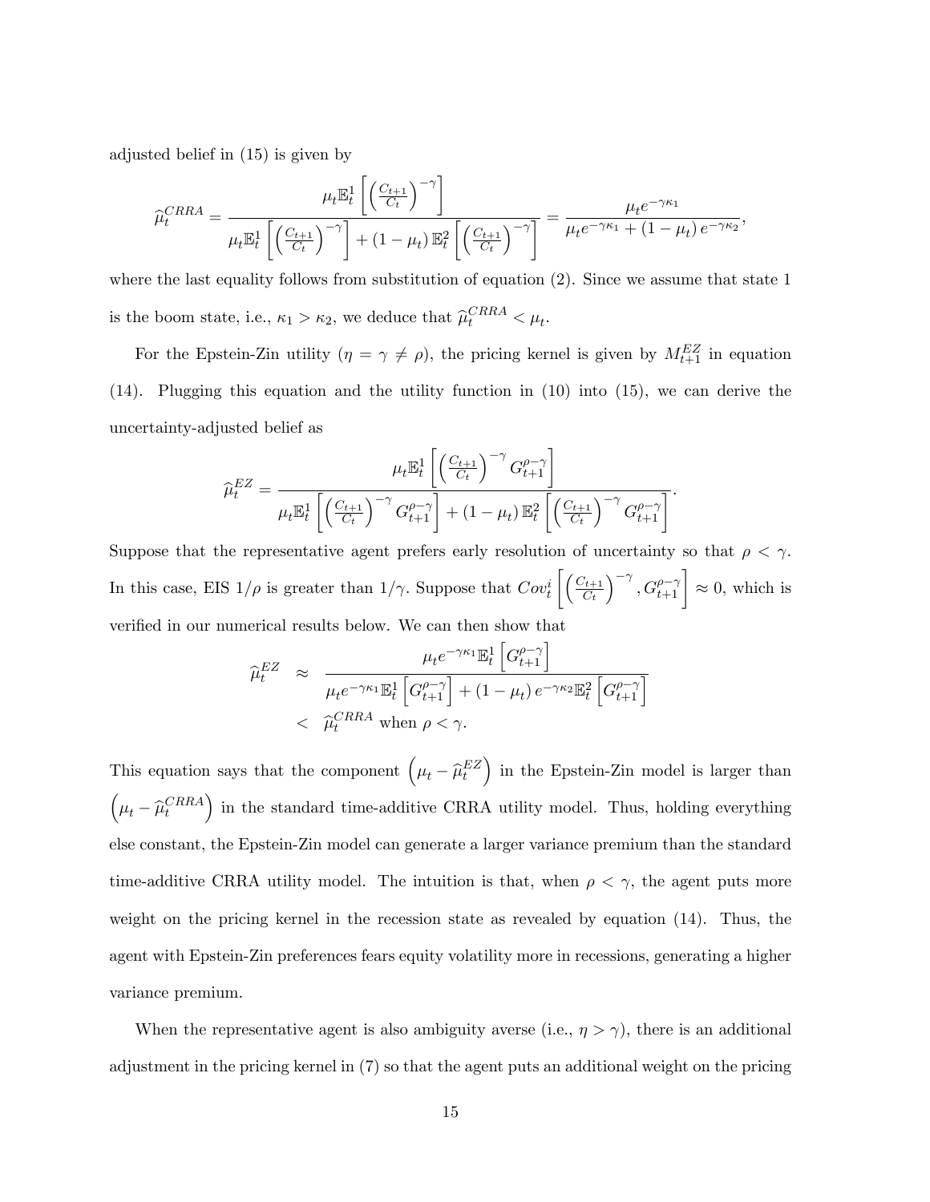adjusted belief in (15) is given by

$$\widehat{\mu}_t^{CRRA} = \frac{\mu_t \mathbb{E}_t^1 \left[ \left( \frac{C_{t+1}}{C_t} \right)^{-\gamma} \right]}{\mu_t \mathbb{E}_t^1 \left[ \left( \frac{C_{t+1}}{C_t} \right)^{-\gamma} \right] + (1-\mu_t) \mathbb{E}_t^2 \left[ \left( \frac{C_{t+1}}{C_t} \right)^{-\gamma} \right]} = \frac{\mu_t e^{-\gamma \kappa_1}}{\mu_t e^{-\gamma \kappa_1} + (1-\mu_t) e^{-\gamma \kappa_2}},$$

where the last equality follows from substitution of equation (2). Since we assume that state 1 is the boom state, i.e., $\kappa_1 > \kappa_2$, we deduce that $\widehat{\mu}_t^{CRRA} < \mu_t$.

For the Epstein-Zin utility ($\eta = \gamma \neq \rho$), the pricing kernel is given by $M_{t+1}^{EZ}$ in equation (14). Plugging this equation and the utility function in (10) into (15), we can derive the uncertainty-adjusted belief as

$$\widehat{\mu}_t^{EZ} = \frac{\mu_t \mathbb{E}_t^1 \left[ \left( \frac{C_{t+1}}{C_t} \right)^{-\gamma} G_{t+1}^{\rho-\gamma} \right]}{\mu_t \mathbb{E}_t^1 \left[ \left( \frac{C_{t+1}}{C_t} \right)^{-\gamma} G_{t+1}^{\rho-\gamma} \right] + (1-\mu_t) \mathbb{E}_t^2 \left[ \left( \frac{C_{t+1}}{C_t} \right)^{-\gamma} G_{t+1}^{\rho-\gamma} \right]}.$$

Suppose that the representative agent prefers early resolution of uncertainty so that $\rho < \gamma$. In this case, EIS $1/\rho$ is greater than $1/\gamma$. Suppose that $Cov_t^i \left[ \left( \frac{C_{t+1}}{C_t} \right)^{-\gamma}, G_{t+1}^{\rho-\gamma} \right] \approx 0$, which is verified in our numerical results below. We can then show that

$$\begin{aligned} \widehat{\mu}_t^{EZ} &\approx \frac{\mu_t e^{-\gamma \kappa_1} \mathbb{E}_t^1 \left[ G_{t+1}^{\rho-\gamma} \right]}{\mu_t e^{-\gamma \kappa_1} \mathbb{E}_t^1 \left[ G_{t+1}^{\rho-\gamma} \right] + (1-\mu_t) e^{-\gamma \kappa_2} \mathbb{E}_t^2 \left[ G_{t+1}^{\rho-\gamma} \right]} \\ &< \widehat{\mu}_t^{CRRA} \text{ when } \rho < \gamma. \end{aligned}$$

This equation says that the component $\left( \mu_t - \widehat{\mu}_t^{EZ} \right)$ in the Epstein-Zin model is larger than $\left( \mu_t - \widehat{\mu}_t^{CRRA} \right)$ in the standard time-additive CRRA utility model. Thus, holding everything else constant, the Epstein-Zin model can generate a larger variance premium than the standard time-additive CRRA utility model. The intuition is that, when $\rho < \gamma$, the agent puts more weight on the pricing kernel in the recession state as revealed by equation (14). Thus, the agent with Epstein-Zin preferences fears equity volatility more in recessions, generating a higher variance premium.

When the representative agent is also ambiguity averse (i.e., $\eta > \gamma$), there is an additional adjustment in the pricing kernel in (7) so that the agent puts an additional weight on the pricing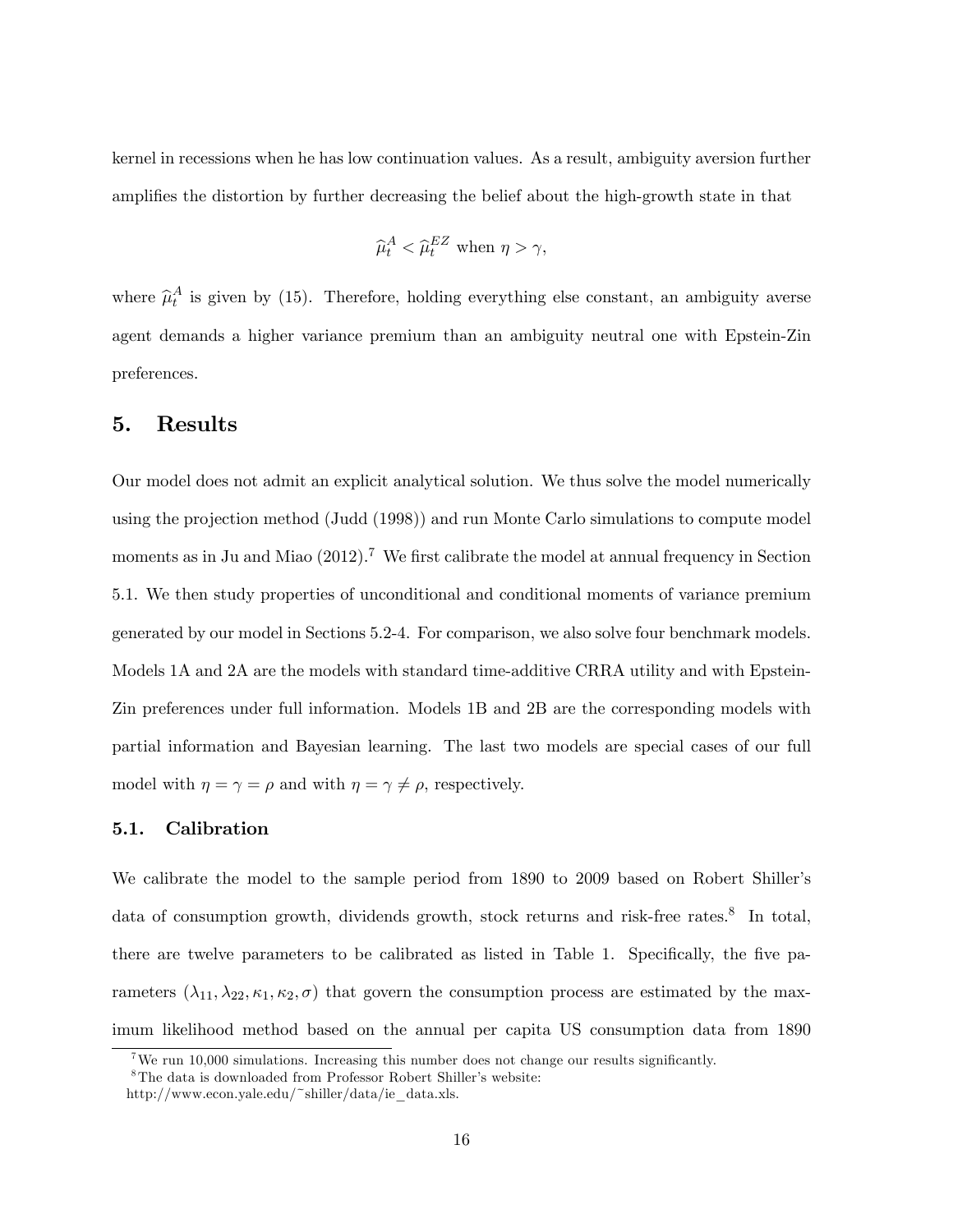kernel in recessions when he has low continuation values. As a result, ambiguity aversion further amplifies the distortion by further decreasing the belief about the high-growth state in that

$$\widehat{\mu}_t^A < \widehat{\mu}_t^{EZ} \text{ when } \eta > \gamma,$$

where $\widehat{\mu}_t^A$ is given by (15). Therefore, holding everything else constant, an ambiguity averse agent demands a higher variance premium than an ambiguity neutral one with Epstein-Zin preferences.

## 5. Results

Our model does not admit an explicit analytical solution. We thus solve the model numerically using the projection method (Judd (1998)) and run Monte Carlo simulations to compute model moments as in Ju and Miao (2012).[7] We first calibrate the model at annual frequency in Section 5.1. We then study properties of unconditional and conditional moments of variance premium generated by our model in Sections 5.2-4. For comparison, we also solve four benchmark models. Models 1A and 2A are the models with standard time-additive CRRA utility and with Epstein-Zin preferences under full information. Models 1B and 2B are the corresponding models with partial information and Bayesian learning. The last two models are special cases of our full model with $\eta = \gamma = \rho$ and with $\eta = \gamma \neq \rho$, respectively.

### 5.1. Calibration

We calibrate the model to the sample period from 1890 to 2009 based on Robert Shiller's data of consumption growth, dividends growth, stock returns and risk-free rates.[8] In total, there are twelve parameters to be calibrated as listed in Table 1. Specifically, the five parameters $(\lambda_{11}, \lambda_{22}, \kappa_1, \kappa_2, \sigma)$ that govern the consumption process are estimated by the maximum likelihood method based on the annual per capita US consumption data from 1890

[7] We run 10,000 simulations. Increasing this number does not change our results significantly.

[8] The data is downloaded from Professor Robert Shiller's website: http://www.econ.yale.edu/~shiller/data/ie_data.xls.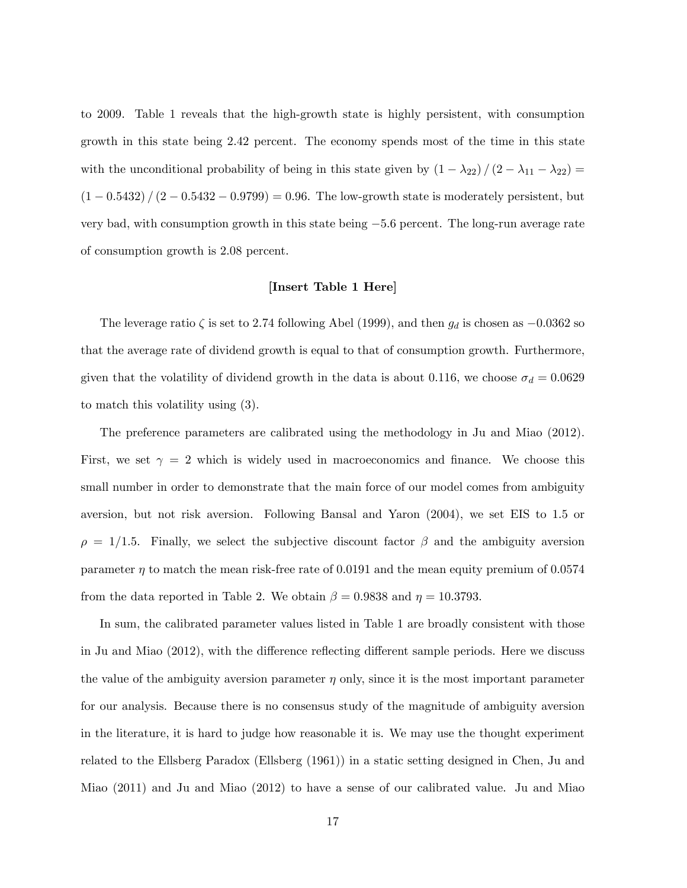to 2009. Table 1 reveals that the high-growth state is highly persistent, with consumption growth in this state being 2.42 percent. The economy spends most of the time in this state with the unconditional probability of being in this state given by $(1 - \lambda_{22}) / (2 - \lambda_{11} - \lambda_{22}) = (1 - 0.5432) / (2 - 0.5432 - 0.9799) = 0.96$. The low-growth state is moderately persistent, but very bad, with consumption growth in this state being $-5.6$ percent. The long-run average rate of consumption growth is 2.08 percent.

**[Insert Table 1 Here]**

The leverage ratio $\zeta$ is set to 2.74 following Abel (1999), and then $g_d$ is chosen as $-0.0362$ so that the average rate of dividend growth is equal to that of consumption growth. Furthermore, given that the volatility of dividend growth in the data is about 0.116, we choose $\sigma_d = 0.0629$ to match this volatility using (3).

The preference parameters are calibrated using the methodology in Ju and Miao (2012). First, we set $\gamma = 2$ which is widely used in macroeconomics and finance. We choose this small number in order to demonstrate that the main force of our model comes from ambiguity aversion, but not risk aversion. Following Bansal and Yaron (2004), we set EIS to 1.5 or $\rho = 1/1.5$. Finally, we select the subjective discount factor $\beta$ and the ambiguity aversion parameter $\eta$ to match the mean risk-free rate of 0.0191 and the mean equity premium of 0.0574 from the data reported in Table 2. We obtain $\beta = 0.9838$ and $\eta = 10.3793$.

In sum, the calibrated parameter values listed in Table 1 are broadly consistent with those in Ju and Miao (2012), with the difference reflecting different sample periods. Here we discuss the value of the ambiguity aversion parameter $\eta$ only, since it is the most important parameter for our analysis. Because there is no consensus study of the magnitude of ambiguity aversion in the literature, it is hard to judge how reasonable it is. We may use the thought experiment related to the Ellsberg Paradox (Ellsberg (1961)) in a static setting designed in Chen, Ju and Miao (2011) and Ju and Miao (2012) to have a sense of our calibrated value. Ju and Miao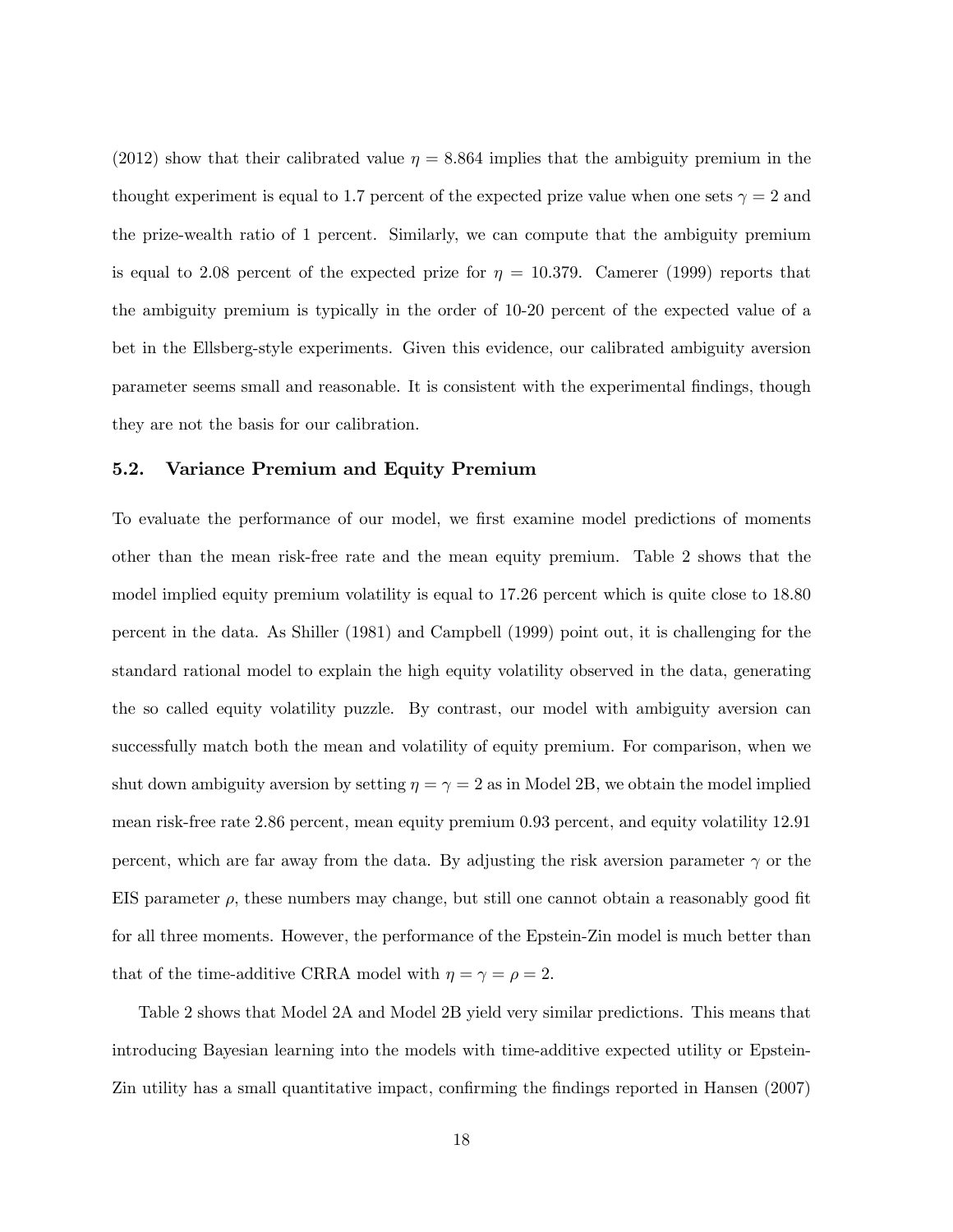(2012) show that their calibrated value $\eta = 8.864$ implies that the ambiguity premium in the thought experiment is equal to 1.7 percent of the expected prize value when one sets $\gamma = 2$ and the prize-wealth ratio of 1 percent. Similarly, we can compute that the ambiguity premium is equal to 2.08 percent of the expected prize for $\eta = 10.379$. Camerer (1999) reports that the ambiguity premium is typically in the order of 10-20 percent of the expected value of a bet in the Ellsberg-style experiments. Given this evidence, our calibrated ambiguity aversion parameter seems small and reasonable. It is consistent with the experimental findings, though they are not the basis for our calibration.

### 5.2. Variance Premium and Equity Premium

To evaluate the performance of our model, we first examine model predictions of moments other than the mean risk-free rate and the mean equity premium. Table 2 shows that the model implied equity premium volatility is equal to 17.26 percent which is quite close to 18.80 percent in the data. As Shiller (1981) and Campbell (1999) point out, it is challenging for the standard rational model to explain the high equity volatility observed in the data, generating the so called equity volatility puzzle. By contrast, our model with ambiguity aversion can successfully match both the mean and volatility of equity premium. For comparison, when we shut down ambiguity aversion by setting $\eta = \gamma = 2$ as in Model 2B, we obtain the model implied mean risk-free rate 2.86 percent, mean equity premium 0.93 percent, and equity volatility 12.91 percent, which are far away from the data. By adjusting the risk aversion parameter $\gamma$ or the EIS parameter $\rho$, these numbers may change, but still one cannot obtain a reasonably good fit for all three moments. However, the performance of the Epstein-Zin model is much better than that of the time-additive CRRA model with $\eta = \gamma = \rho = 2$.

Table 2 shows that Model 2A and Model 2B yield very similar predictions. This means that introducing Bayesian learning into the models with time-additive expected utility or Epstein-Zin utility has a small quantitative impact, confirming the findings reported in Hansen (2007)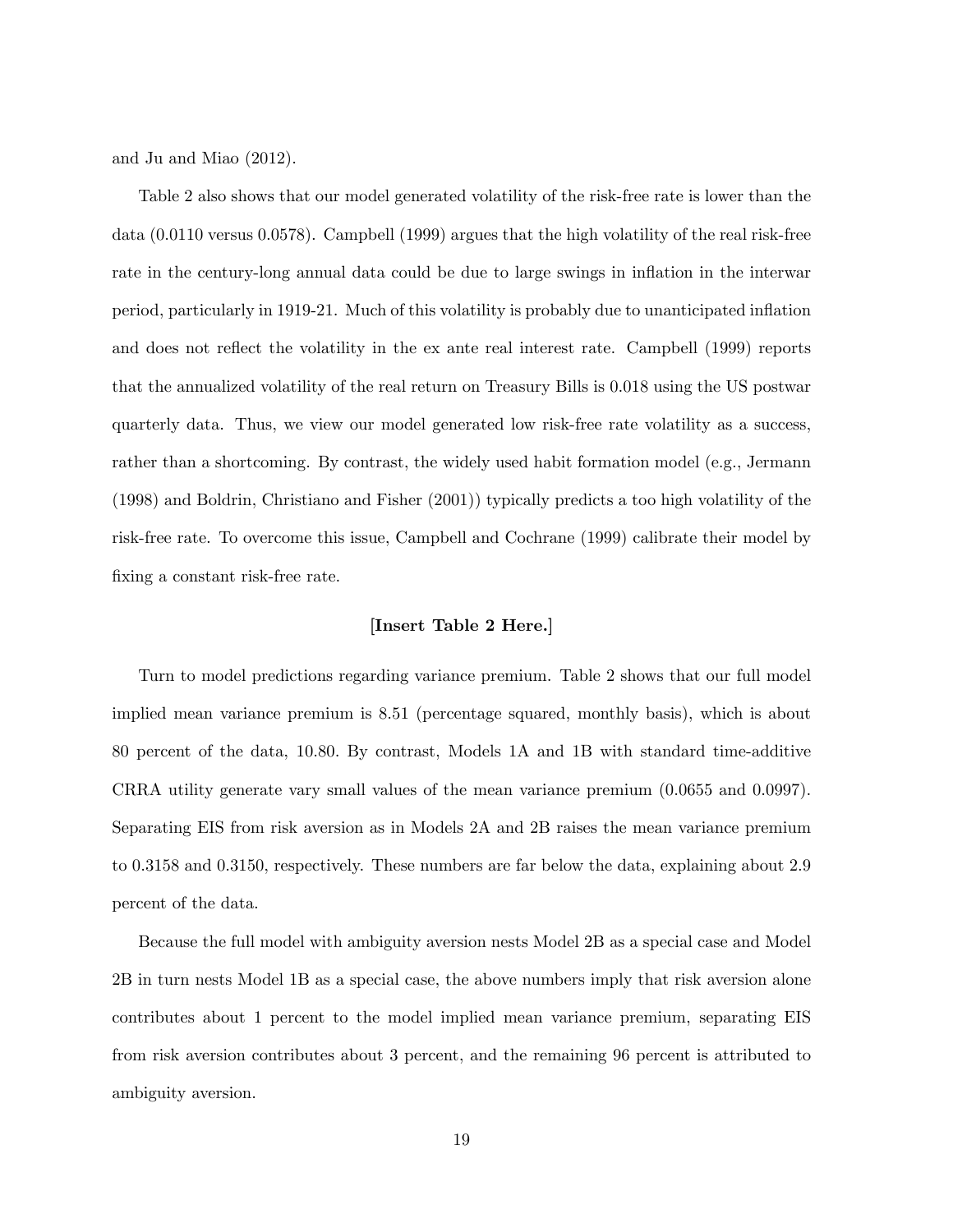and Ju and Miao (2012).

Table 2 also shows that our model generated volatility of the risk-free rate is lower than the data (0.0110 versus 0.0578). Campbell (1999) argues that the high volatility of the real risk-free rate in the century-long annual data could be due to large swings in inflation in the interwar period, particularly in 1919-21. Much of this volatility is probably due to unanticipated inflation and does not reflect the volatility in the ex ante real interest rate. Campbell (1999) reports that the annualized volatility of the real return on Treasury Bills is 0.018 using the US postwar quarterly data. Thus, we view our model generated low risk-free rate volatility as a success, rather than a shortcoming. By contrast, the widely used habit formation model (e.g., Jermann (1998) and Boldrin, Christiano and Fisher (2001)) typically predicts a too high volatility of the risk-free rate. To overcome this issue, Campbell and Cochrane (1999) calibrate their model by fixing a constant risk-free rate.

**[Insert Table 2 Here.]**

Turn to model predictions regarding variance premium. Table 2 shows that our full model implied mean variance premium is 8.51 (percentage squared, monthly basis), which is about 80 percent of the data, 10.80. By contrast, Models 1A and 1B with standard time-additive CRRA utility generate vary small values of the mean variance premium (0.0655 and 0.0997). Separating EIS from risk aversion as in Models 2A and 2B raises the mean variance premium to 0.3158 and 0.3150, respectively. These numbers are far below the data, explaining about 2.9 percent of the data.

Because the full model with ambiguity aversion nests Model 2B as a special case and Model 2B in turn nests Model 1B as a special case, the above numbers imply that risk aversion alone contributes about 1 percent to the model implied mean variance premium, separating EIS from risk aversion contributes about 3 percent, and the remaining 96 percent is attributed to ambiguity aversion.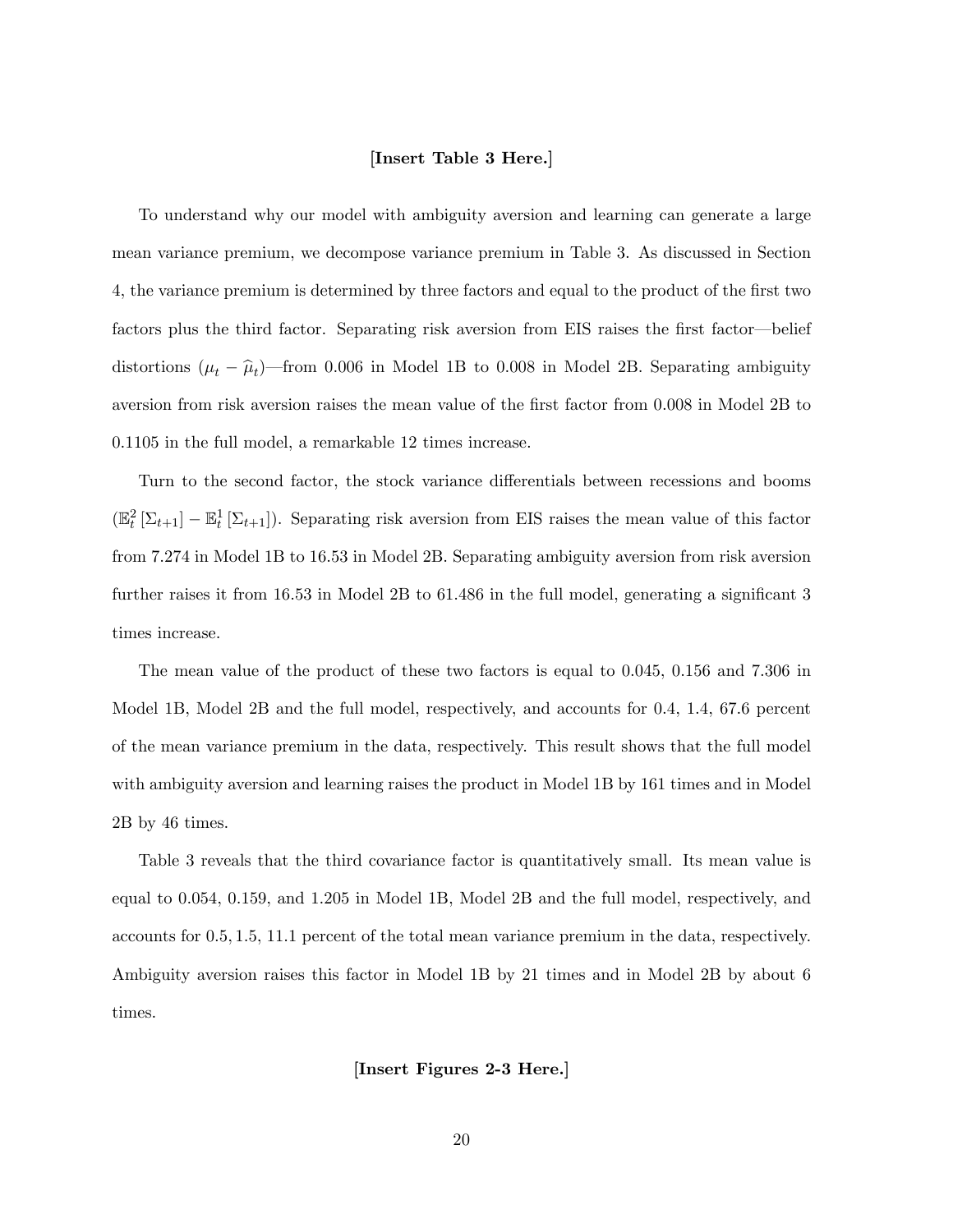**[Insert Table 3 Here.]**

To understand why our model with ambiguity aversion and learning can generate a large mean variance premium, we decompose variance premium in Table 3. As discussed in Section 4, the variance premium is determined by three factors and equal to the product of the first two factors plus the third factor. Separating risk aversion from EIS raises the first factor—belief distortions ($\mu_t - \widehat{\mu}_t$)—from 0.006 in Model 1B to 0.008 in Model 2B. Separating ambiguity aversion from risk aversion raises the mean value of the first factor from 0.008 in Model 2B to 0.1105 in the full model, a remarkable 12 times increase.

Turn to the second factor, the stock variance differentials between recessions and booms ($\mathbb{E}_t^2 [\Sigma_{t+1}] - \mathbb{E}_t^1 [\Sigma_{t+1}]$). Separating risk aversion from EIS raises the mean value of this factor from 7.274 in Model 1B to 16.53 in Model 2B. Separating ambiguity aversion from risk aversion further raises it from 16.53 in Model 2B to 61.486 in the full model, generating a significant 3 times increase.

The mean value of the product of these two factors is equal to 0.045, 0.156 and 7.306 in Model 1B, Model 2B and the full model, respectively, and accounts for 0.4, 1.4, 67.6 percent of the mean variance premium in the data, respectively. This result shows that the full model with ambiguity aversion and learning raises the product in Model 1B by 161 times and in Model 2B by 46 times.

Table 3 reveals that the third covariance factor is quantitatively small. Its mean value is equal to 0.054, 0.159, and 1.205 in Model 1B, Model 2B and the full model, respectively, and accounts for 0.5, 1.5, 11.1 percent of the total mean variance premium in the data, respectively. Ambiguity aversion raises this factor in Model 1B by 21 times and in Model 2B by about 6 times.

**[Insert Figures 2-3 Here.]**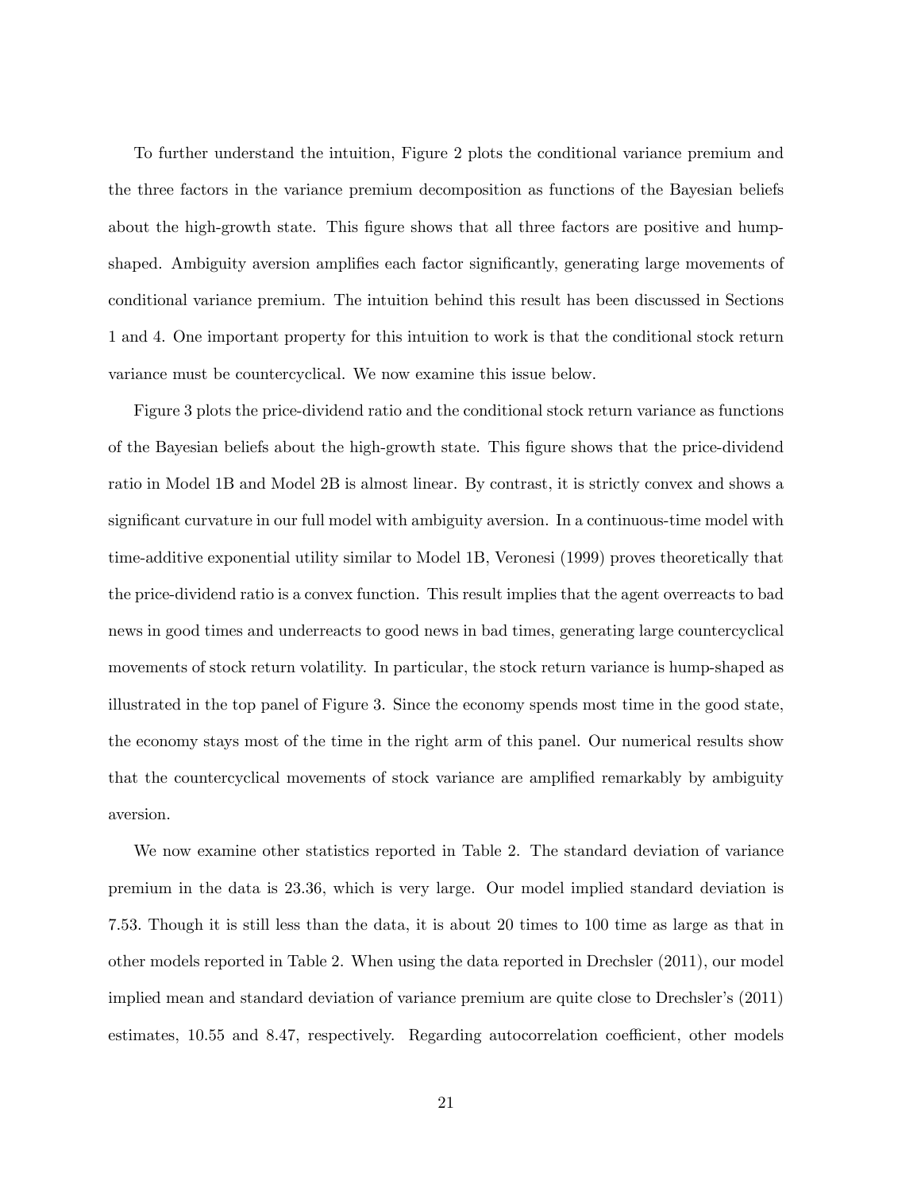To further understand the intuition, Figure 2 plots the conditional variance premium and the three factors in the variance premium decomposition as functions of the Bayesian beliefs about the high-growth state. This figure shows that all three factors are positive and hump-shaped. Ambiguity aversion amplifies each factor significantly, generating large movements of conditional variance premium. The intuition behind this result has been discussed in Sections 1 and 4. One important property for this intuition to work is that the conditional stock return variance must be countercyclical. We now examine this issue below.

Figure 3 plots the price-dividend ratio and the conditional stock return variance as functions of the Bayesian beliefs about the high-growth state. This figure shows that the price-dividend ratio in Model 1B and Model 2B is almost linear. By contrast, it is strictly convex and shows a significant curvature in our full model with ambiguity aversion. In a continuous-time model with time-additive exponential utility similar to Model 1B, Veronesi (1999) proves theoretically that the price-dividend ratio is a convex function. This result implies that the agent overreacts to bad news in good times and underreacts to good news in bad times, generating large countercyclical movements of stock return volatility. In particular, the stock return variance is hump-shaped as illustrated in the top panel of Figure 3. Since the economy spends most time in the good state, the economy stays most of the time in the right arm of this panel. Our numerical results show that the countercyclical movements of stock variance are amplified remarkably by ambiguity aversion.

We now examine other statistics reported in Table 2. The standard deviation of variance premium in the data is 23.36, which is very large. Our model implied standard deviation is 7.53. Though it is still less than the data, it is about 20 times to 100 time as large as that in other models reported in Table 2. When using the data reported in Drechsler (2011), our model implied mean and standard deviation of variance premium are quite close to Drechsler's (2011) estimates, 10.55 and 8.47, respectively. Regarding autocorrelation coefficient, other models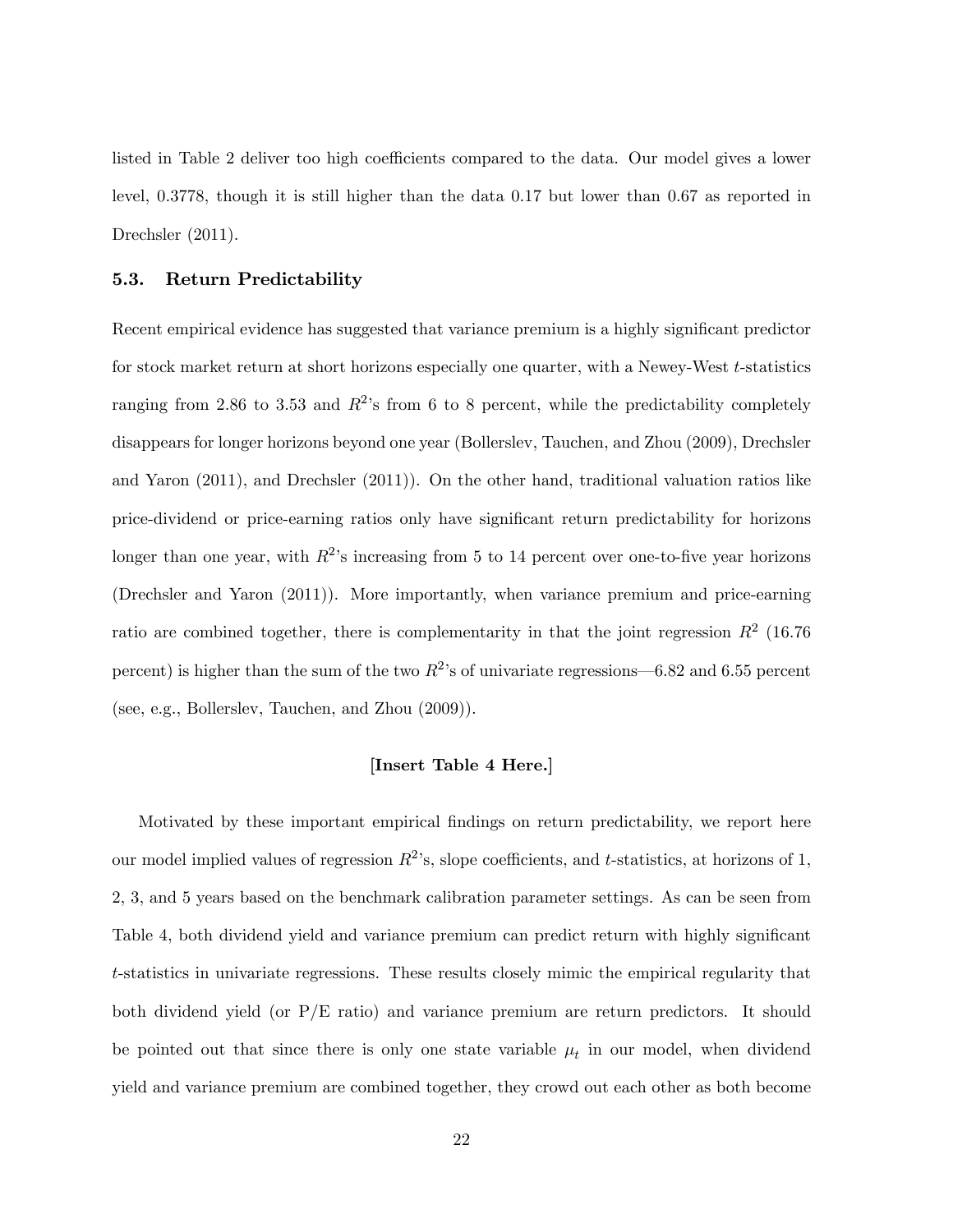listed in Table 2 deliver too high coefficients compared to the data. Our model gives a lower level, 0.3778, though it is still higher than the data 0.17 but lower than 0.67 as reported in Drechsler (2011).

### 5.3. Return Predictability

Recent empirical evidence has suggested that variance premium is a highly significant predictor for stock market return at short horizons especially one quarter, with a Newey-West $t$-statistics ranging from 2.86 to 3.53 and $R^2$'s from 6 to 8 percent, while the predictability completely disappears for longer horizons beyond one year (Bollerslev, Tauchen, and Zhou (2009), Drechsler and Yaron (2011), and Drechsler (2011)). On the other hand, traditional valuation ratios like price-dividend or price-earning ratios only have significant return predictability for horizons longer than one year, with $R^2$'s increasing from 5 to 14 percent over one-to-five year horizons (Drechsler and Yaron (2011)). More importantly, when variance premium and price-earning ratio are combined together, there is complementarity in that the joint regression $R^2$ (16.76 percent) is higher than the sum of the two $R^2$'s of univariate regressions—6.82 and 6.55 percent (see, e.g., Bollerslev, Tauchen, and Zhou (2009)).

**[Insert Table 4 Here.]**

Motivated by these important empirical findings on return predictability, we report here our model implied values of regression $R^2$'s, slope coefficients, and $t$-statistics, at horizons of 1, 2, 3, and 5 years based on the benchmark calibration parameter settings. As can be seen from Table 4, both dividend yield and variance premium can predict return with highly significant $t$-statistics in univariate regressions. These results closely mimic the empirical regularity that both dividend yield (or P/E ratio) and variance premium are return predictors. It should be pointed out that since there is only one state variable $\mu_t$ in our model, when dividend yield and variance premium are combined together, they crowd out each other as both become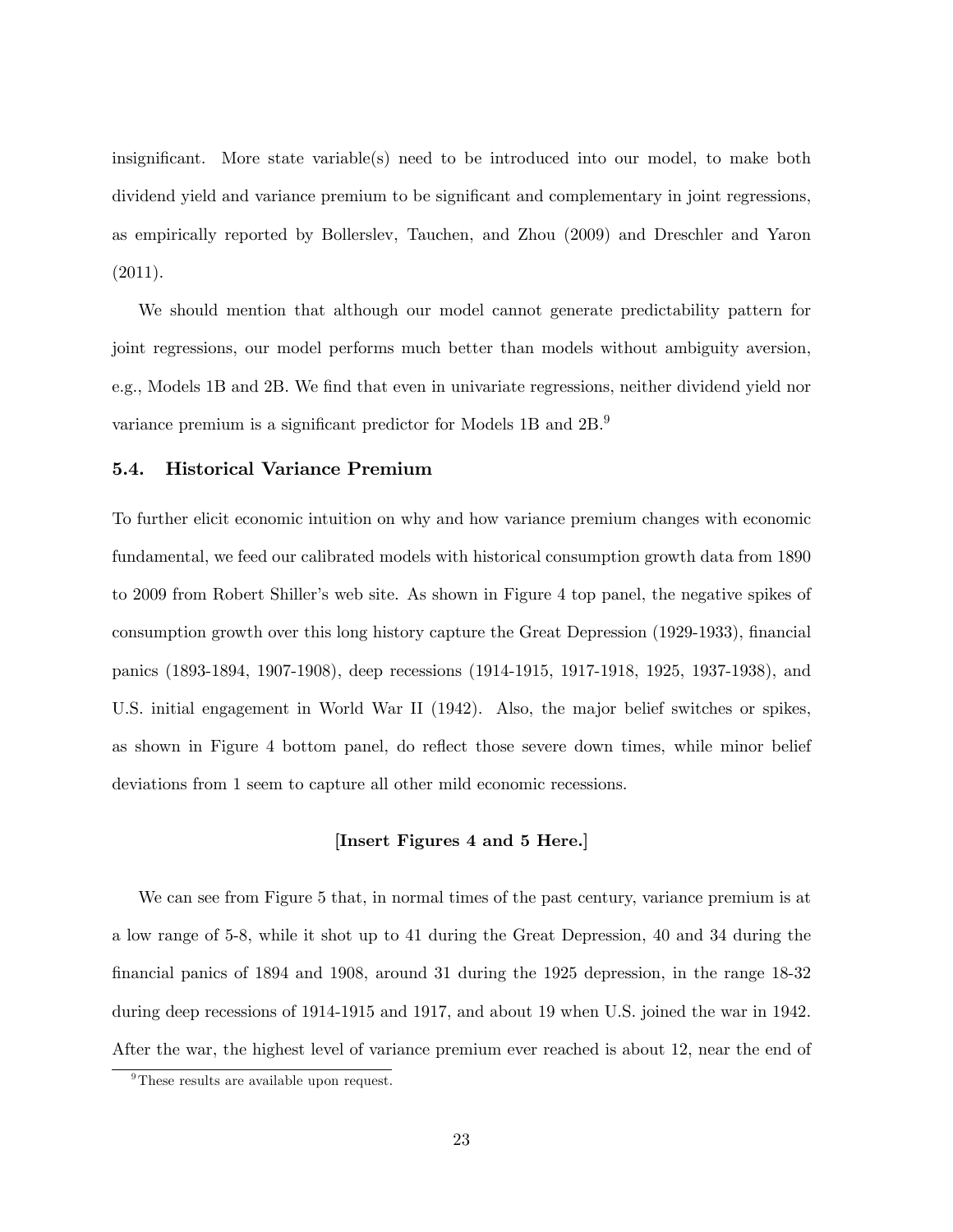insignificant. More state variable(s) need to be introduced into our model, to make both dividend yield and variance premium to be significant and complementary in joint regressions, as empirically reported by Bollerslev, Tauchen, and Zhou (2009) and Dreschler and Yaron (2011).

We should mention that although our model cannot generate predictability pattern for joint regressions, our model performs much better than models without ambiguity aversion, e.g., Models 1B and 2B. We find that even in univariate regressions, neither dividend yield nor variance premium is a significant predictor for Models 1B and 2B.[9]

### 5.4. Historical Variance Premium

To further elicit economic intuition on why and how variance premium changes with economic fundamental, we feed our calibrated models with historical consumption growth data from 1890 to 2009 from Robert Shiller's web site. As shown in Figure 4 top panel, the negative spikes of consumption growth over this long history capture the Great Depression (1929-1933), financial panics (1893-1894, 1907-1908), deep recessions (1914-1915, 1917-1918, 1925, 1937-1938), and U.S. initial engagement in World War II (1942). Also, the major belief switches or spikes, as shown in Figure 4 bottom panel, do reflect those severe down times, while minor belief deviations from 1 seem to capture all other mild economic recessions.

**[Insert Figures 4 and 5 Here.]**

We can see from Figure 5 that, in normal times of the past century, variance premium is at a low range of 5-8, while it shot up to 41 during the Great Depression, 40 and 34 during the financial panics of 1894 and 1908, around 31 during the 1925 depression, in the range 18-32 during deep recessions of 1914-1915 and 1917, and about 19 when U.S. joined the war in 1942. After the war, the highest level of variance premium ever reached is about 12, near the end of

[9] These results are available upon request.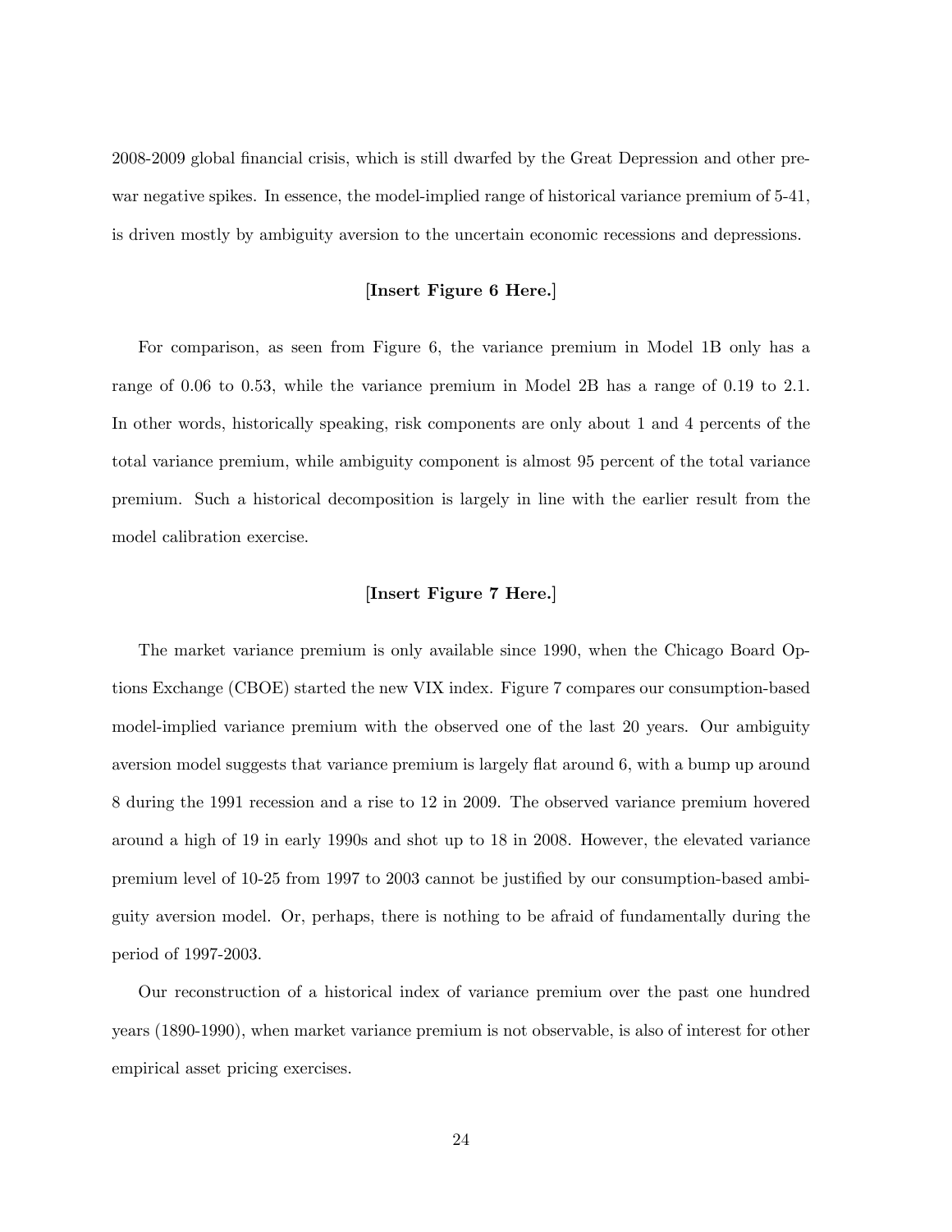2008-2009 global financial crisis, which is still dwarfed by the Great Depression and other pre-war negative spikes. In essence, the model-implied range of historical variance premium of 5-41, is driven mostly by ambiguity aversion to the uncertain economic recessions and depressions.

**[Insert Figure 6 Here.]**

For comparison, as seen from Figure 6, the variance premium in Model 1B only has a range of 0.06 to 0.53, while the variance premium in Model 2B has a range of 0.19 to 2.1. In other words, historically speaking, risk components are only about 1 and 4 percents of the total variance premium, while ambiguity component is almost 95 percent of the total variance premium. Such a historical decomposition is largely in line with the earlier result from the model calibration exercise.

**[Insert Figure 7 Here.]**

The market variance premium is only available since 1990, when the Chicago Board Options Exchange (CBOE) started the new VIX index. Figure 7 compares our consumption-based model-implied variance premium with the observed one of the last 20 years. Our ambiguity aversion model suggests that variance premium is largely flat around 6, with a bump up around 8 during the 1991 recession and a rise to 12 in 2009. The observed variance premium hovered around a high of 19 in early 1990s and shot up to 18 in 2008. However, the elevated variance premium level of 10-25 from 1997 to 2003 cannot be justified by our consumption-based ambiguity aversion model. Or, perhaps, there is nothing to be afraid of fundamentally during the period of 1997-2003.

Our reconstruction of a historical index of variance premium over the past one hundred years (1890-1990), when market variance premium is not observable, is also of interest for other empirical asset pricing exercises.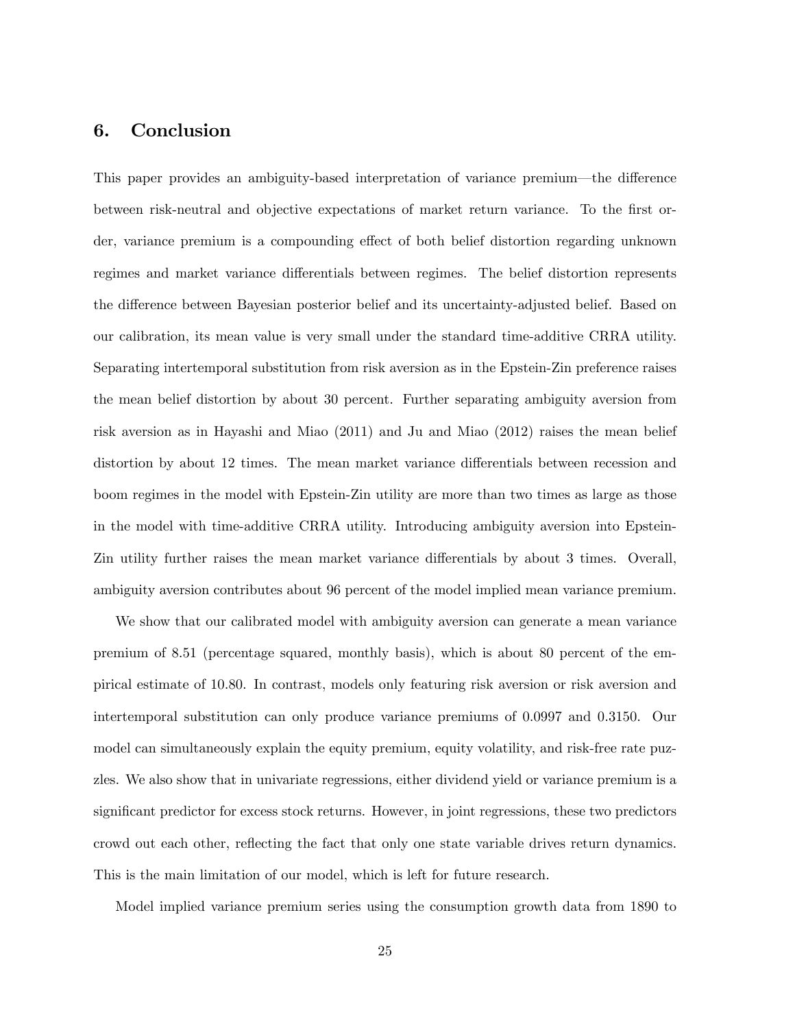## 6. Conclusion

This paper provides an ambiguity-based interpretation of variance premium—the difference between risk-neutral and objective expectations of market return variance. To the first order, variance premium is a compounding effect of both belief distortion regarding unknown regimes and market variance differentials between regimes. The belief distortion represents the difference between Bayesian posterior belief and its uncertainty-adjusted belief. Based on our calibration, its mean value is very small under the standard time-additive CRRA utility. Separating intertemporal substitution from risk aversion as in the Epstein-Zin preference raises the mean belief distortion by about 30 percent. Further separating ambiguity aversion from risk aversion as in Hayashi and Miao (2011) and Ju and Miao (2012) raises the mean belief distortion by about 12 times. The mean market variance differentials between recession and boom regimes in the model with Epstein-Zin utility are more than two times as large as those in the model with time-additive CRRA utility. Introducing ambiguity aversion into Epstein-Zin utility further raises the mean market variance differentials by about 3 times. Overall, ambiguity aversion contributes about 96 percent of the model implied mean variance premium.

We show that our calibrated model with ambiguity aversion can generate a mean variance premium of 8.51 (percentage squared, monthly basis), which is about 80 percent of the empirical estimate of 10.80. In contrast, models only featuring risk aversion or risk aversion and intertemporal substitution can only produce variance premiums of 0.0997 and 0.3150. Our model can simultaneously explain the equity premium, equity volatility, and risk-free rate puzzles. We also show that in univariate regressions, either dividend yield or variance premium is a significant predictor for excess stock returns. However, in joint regressions, these two predictors crowd out each other, reflecting the fact that only one state variable drives return dynamics. This is the main limitation of our model, which is left for future research.

Model implied variance premium series using the consumption growth data from 1890 to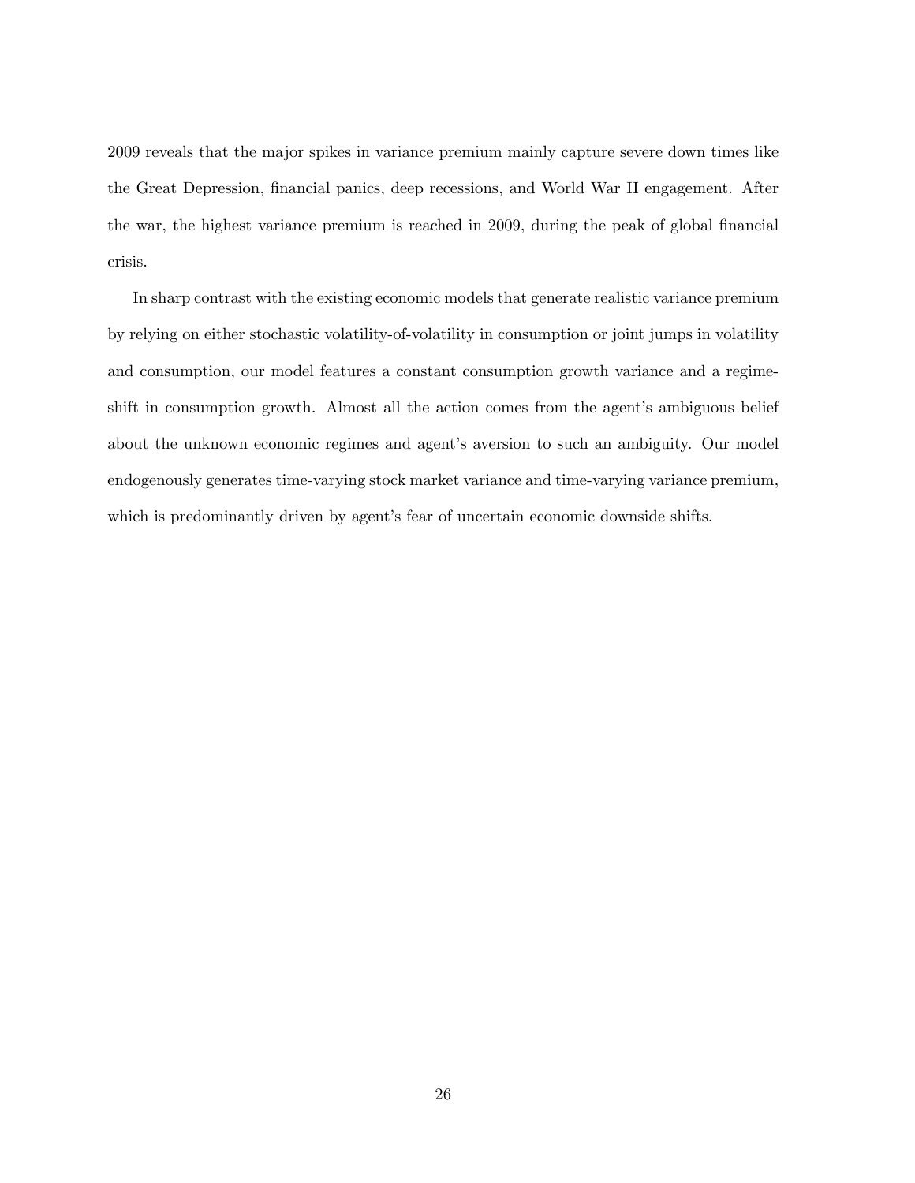2009 reveals that the major spikes in variance premium mainly capture severe down times like the Great Depression, financial panics, deep recessions, and World War II engagement. After the war, the highest variance premium is reached in 2009, during the peak of global financial crisis.

In sharp contrast with the existing economic models that generate realistic variance premium by relying on either stochastic volatility-of-volatility in consumption or joint jumps in volatility and consumption, our model features a constant consumption growth variance and a regime-shift in consumption growth. Almost all the action comes from the agent's ambiguous belief about the unknown economic regimes and agent's aversion to such an ambiguity. Our model endogenously generates time-varying stock market variance and time-varying variance premium, which is predominantly driven by agent's fear of uncertain economic downside shifts.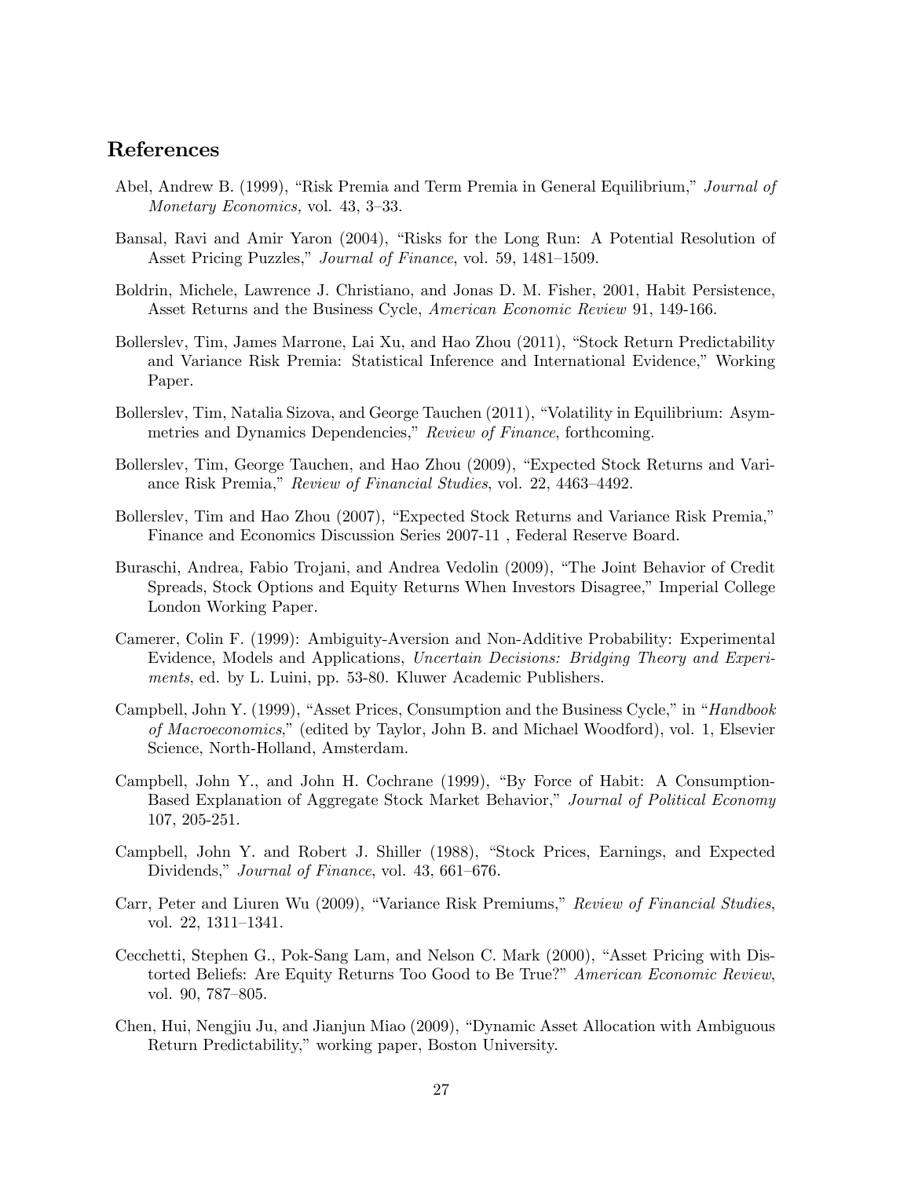## References

Abel, Andrew B. (1999), "Risk Premia and Term Premia in General Equilibrium," *Journal of Monetary Economics,* vol. 43, 3–33.

Bansal, Ravi and Amir Yaron (2004), "Risks for the Long Run: A Potential Resolution of Asset Pricing Puzzles," *Journal of Finance*, vol. 59, 1481–1509.

Boldrin, Michele, Lawrence J. Christiano, and Jonas D. M. Fisher, 2001, Habit Persistence, Asset Returns and the Business Cycle, *American Economic Review* 91, 149-166.

Bollerslev, Tim, James Marrone, Lai Xu, and Hao Zhou (2011), "Stock Return Predictability and Variance Risk Premia: Statistical Inference and International Evidence," Working Paper.

Bollerslev, Tim, Natalia Sizova, and George Tauchen (2011), "Volatility in Equilibrium: Asymmetries and Dynamics Dependencies," *Review of Finance*, forthcoming.

Bollerslev, Tim, George Tauchen, and Hao Zhou (2009), "Expected Stock Returns and Variance Risk Premia," *Review of Financial Studies*, vol. 22, 4463–4492.

Bollerslev, Tim and Hao Zhou (2007), "Expected Stock Returns and Variance Risk Premia," Finance and Economics Discussion Series 2007-11 , Federal Reserve Board.

Buraschi, Andrea, Fabio Trojani, and Andrea Vedolin (2009), "The Joint Behavior of Credit Spreads, Stock Options and Equity Returns When Investors Disagree," Imperial College London Working Paper.

Camerer, Colin F. (1999): Ambiguity-Aversion and Non-Additive Probability: Experimental Evidence, Models and Applications, *Uncertain Decisions: Bridging Theory and Experiments*, ed. by L. Luini, pp. 53-80. Kluwer Academic Publishers.

Campbell, John Y. (1999), "Asset Prices, Consumption and the Business Cycle," in "*Handbook of Macroeconomics*," (edited by Taylor, John B. and Michael Woodford), vol. 1, Elsevier Science, North-Holland, Amsterdam.

Campbell, John Y., and John H. Cochrane (1999), "By Force of Habit: A Consumption-Based Explanation of Aggregate Stock Market Behavior," *Journal of Political Economy* 107, 205-251.

Campbell, John Y. and Robert J. Shiller (1988), "Stock Prices, Earnings, and Expected Dividends," *Journal of Finance*, vol. 43, 661–676.

Carr, Peter and Liuren Wu (2009), "Variance Risk Premiums," *Review of Financial Studies*, vol. 22, 1311–1341.

Cecchetti, Stephen G., Pok-Sang Lam, and Nelson C. Mark (2000), "Asset Pricing with Distorted Beliefs: Are Equity Returns Too Good to Be True?" *American Economic Review*, vol. 90, 787–805.

Chen, Hui, Nengjiu Ju, and Jianjun Miao (2009), "Dynamic Asset Allocation with Ambiguous Return Predictability," working paper, Boston University.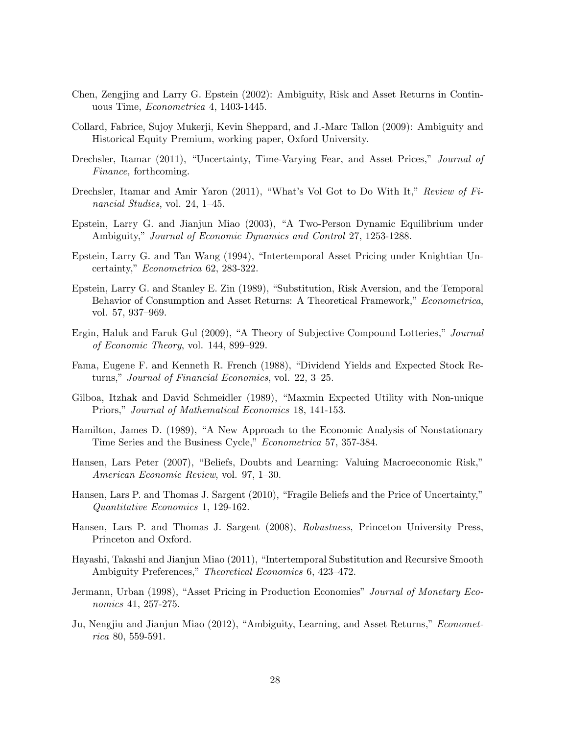Chen, Zengjing and Larry G. Epstein (2002): Ambiguity, Risk and Asset Returns in Continuous Time, *Econometrica* 4, 1403-1445.

Collard, Fabrice, Sujoy Mukerji, Kevin Sheppard, and J.-Marc Tallon (2009): Ambiguity and Historical Equity Premium, working paper, Oxford University.

Drechsler, Itamar (2011), "Uncertainty, Time-Varying Fear, and Asset Prices," *Journal of Finance,* forthcoming.

Drechsler, Itamar and Amir Yaron (2011), "What's Vol Got to Do With It," *Review of Financial Studies*, vol. 24, 1–45.

Epstein, Larry G. and Jianjun Miao (2003), "A Two-Person Dynamic Equilibrium under Ambiguity," *Journal of Economic Dynamics and Control* 27, 1253-1288.

Epstein, Larry G. and Tan Wang (1994), "Intertemporal Asset Pricing under Knightian Uncertainty," *Econometrica* 62, 283-322.

Epstein, Larry G. and Stanley E. Zin (1989), "Substitution, Risk Aversion, and the Temporal Behavior of Consumption and Asset Returns: A Theoretical Framework," *Econometrica*, vol. 57, 937–969.

Ergin, Haluk and Faruk Gul (2009), "A Theory of Subjective Compound Lotteries," *Journal of Economic Theory*, vol. 144, 899–929.

Fama, Eugene F. and Kenneth R. French (1988), "Dividend Yields and Expected Stock Returns," *Journal of Financial Economics*, vol. 22, 3–25.

Gilboa, Itzhak and David Schmeidler (1989), "Maxmin Expected Utility with Non-unique Priors," *Journal of Mathematical Economics* 18, 141-153.

Hamilton, James D. (1989), "A New Approach to the Economic Analysis of Nonstationary Time Series and the Business Cycle," *Econometrica* 57, 357-384.

Hansen, Lars Peter (2007), "Beliefs, Doubts and Learning: Valuing Macroeconomic Risk," *American Economic Review*, vol. 97, 1–30.

Hansen, Lars P. and Thomas J. Sargent (2010), "Fragile Beliefs and the Price of Uncertainty," *Quantitative Economics* 1, 129-162.

Hansen, Lars P. and Thomas J. Sargent (2008), *Robustness*, Princeton University Press, Princeton and Oxford.

Hayashi, Takashi and Jianjun Miao (2011), "Intertemporal Substitution and Recursive Smooth Ambiguity Preferences," *Theoretical Economics* 6, 423–472.

Jermann, Urban (1998), "Asset Pricing in Production Economies" *Journal of Monetary Economics* 41, 257-275.

Ju, Nengjiu and Jianjun Miao (2012), "Ambiguity, Learning, and Asset Returns," *Econometrica* 80, 559-591.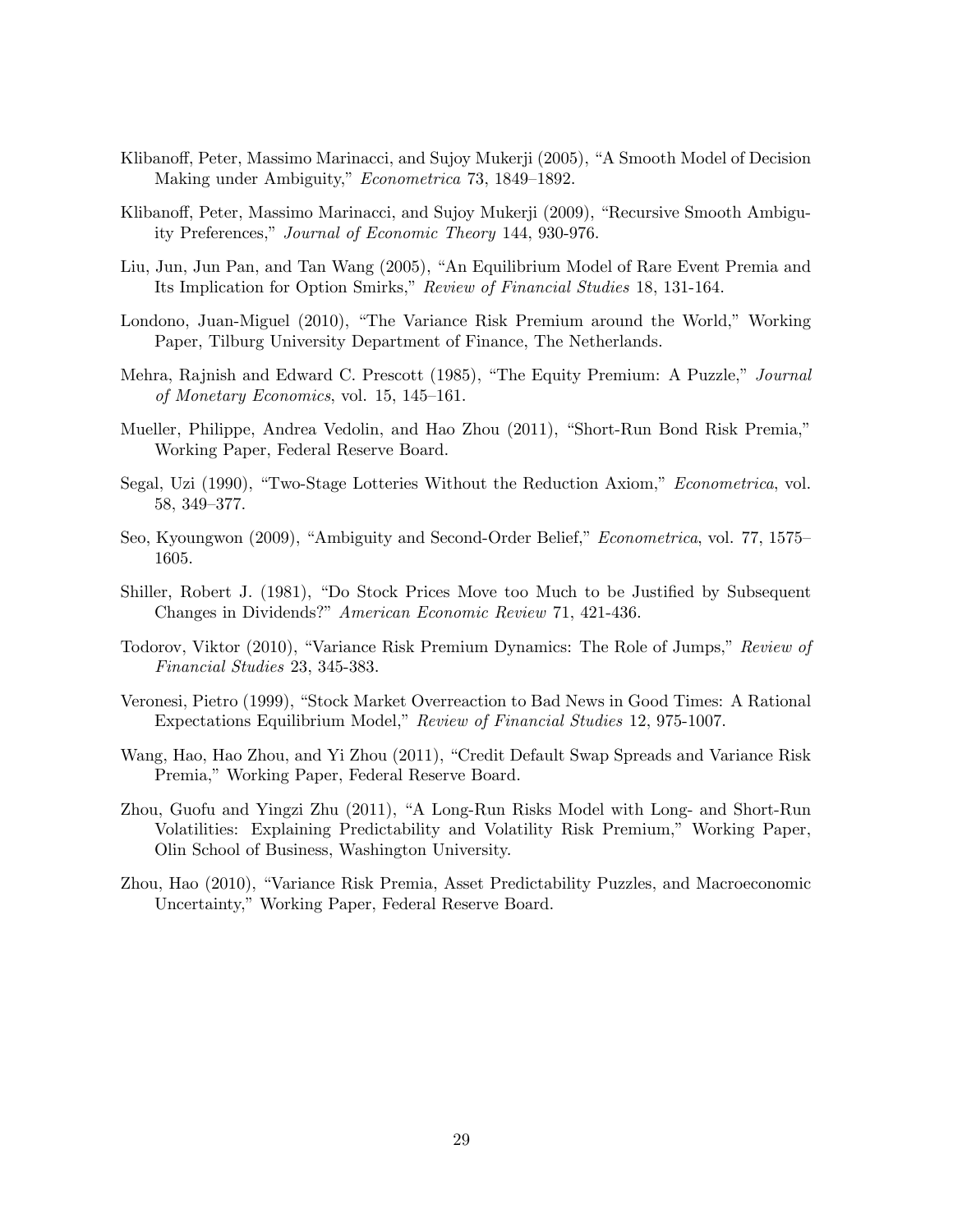Klibanoff, Peter, Massimo Marinacci, and Sujoy Mukerji (2005), "A Smooth Model of Decision Making under Ambiguity," *Econometrica* 73, 1849–1892.

Klibanoff, Peter, Massimo Marinacci, and Sujoy Mukerji (2009), "Recursive Smooth Ambiguity Preferences," *Journal of Economic Theory* 144, 930-976.

Liu, Jun, Jun Pan, and Tan Wang (2005), "An Equilibrium Model of Rare Event Premia and Its Implication for Option Smirks," *Review of Financial Studies* 18, 131-164.

Londono, Juan-Miguel (2010), "The Variance Risk Premium around the World," Working Paper, Tilburg University Department of Finance, The Netherlands.

Mehra, Rajnish and Edward C. Prescott (1985), "The Equity Premium: A Puzzle," *Journal of Monetary Economics*, vol. 15, 145–161.

Mueller, Philippe, Andrea Vedolin, and Hao Zhou (2011), "Short-Run Bond Risk Premia," Working Paper, Federal Reserve Board.

Segal, Uzi (1990), "Two-Stage Lotteries Without the Reduction Axiom," *Econometrica*, vol. 58, 349–377.

Seo, Kyoungwon (2009), "Ambiguity and Second-Order Belief," *Econometrica*, vol. 77, 1575–1605.

Shiller, Robert J. (1981), "Do Stock Prices Move too Much to be Justified by Subsequent Changes in Dividends?" *American Economic Review* 71, 421-436.

Todorov, Viktor (2010), "Variance Risk Premium Dynamics: The Role of Jumps," *Review of Financial Studies* 23, 345-383.

Veronesi, Pietro (1999), "Stock Market Overreaction to Bad News in Good Times: A Rational Expectations Equilibrium Model," *Review of Financial Studies* 12, 975-1007.

Wang, Hao, Hao Zhou, and Yi Zhou (2011), "Credit Default Swap Spreads and Variance Risk Premia," Working Paper, Federal Reserve Board.

Zhou, Guofu and Yingzi Zhu (2011), "A Long-Run Risks Model with Long- and Short-Run Volatilities: Explaining Predictability and Volatility Risk Premium," Working Paper, Olin School of Business, Washington University.

Zhou, Hao (2010), "Variance Risk Premia, Asset Predictability Puzzles, and Macroeconomic Uncertainty," Working Paper, Federal Reserve Board.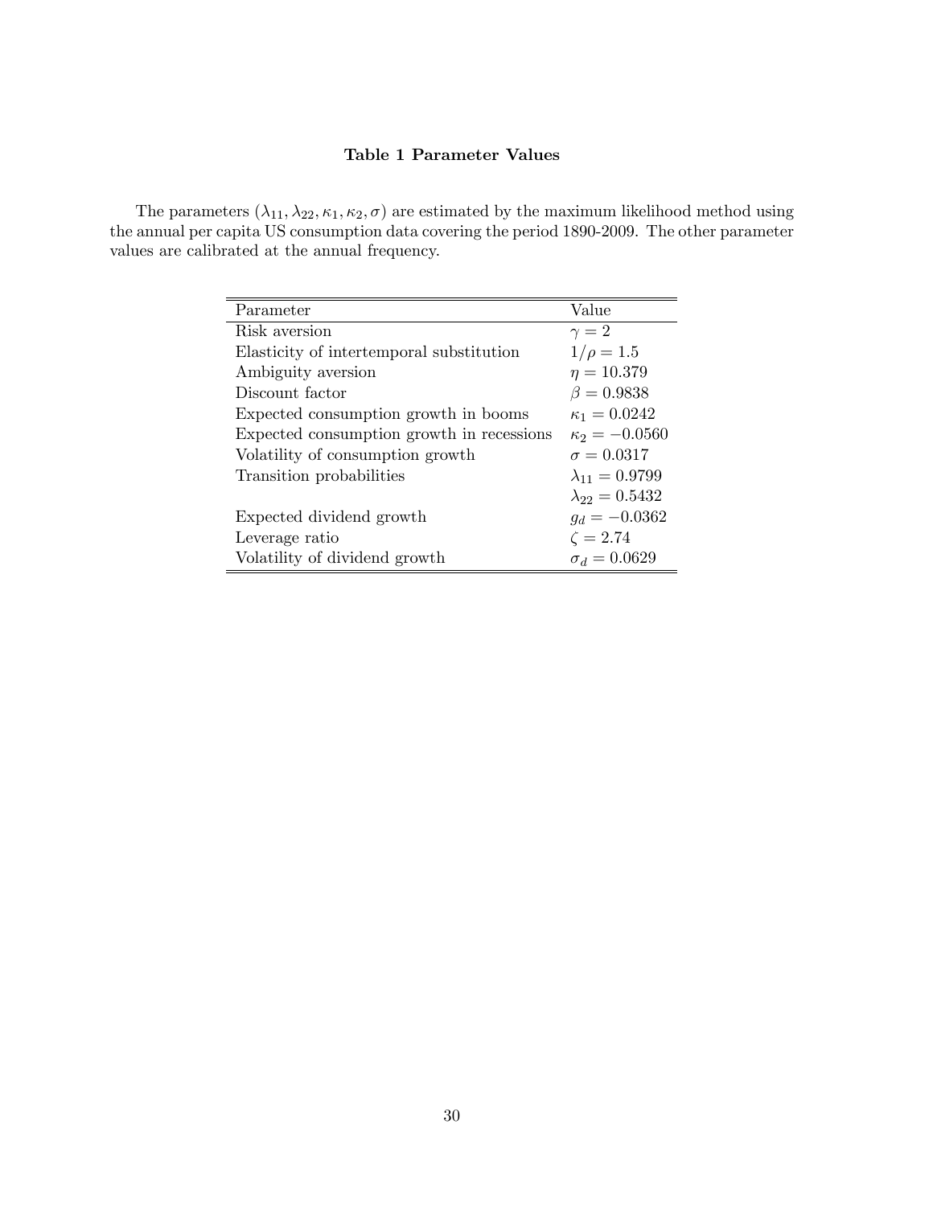**Table 1 Parameter Values**

The parameters $(\lambda_{11}, \lambda_{22}, \kappa_1, \kappa_2, \sigma)$ are estimated by the maximum likelihood method using the annual per capita US consumption data covering the period 1890-2009. The other parameter values are calibrated at the annual frequency.

| Parameter | Value |
|---|---|
| Risk aversion | $\gamma = 2$ |
| Elasticity of intertemporal substitution | $1/\rho = 1.5$ |
| Ambiguity aversion | $\eta = 10.379$ |
| Discount factor | $\beta = 0.9838$ |
| Expected consumption growth in booms | $\kappa_1 = 0.0242$ |
| Expected consumption growth in recessions | $\kappa_2 = -0.0560$ |
| Volatility of consumption growth | $\sigma = 0.0317$ |
| Transition probabilities | $\lambda_{11} = 0.9799$ |
| | $\lambda_{22} = 0.5432$ |
| Expected dividend growth | $g_d = -0.0362$ |
| Leverage ratio | $\zeta = 2.74$ |
| Volatility of dividend growth | $\sigma_d = 0.0629$ |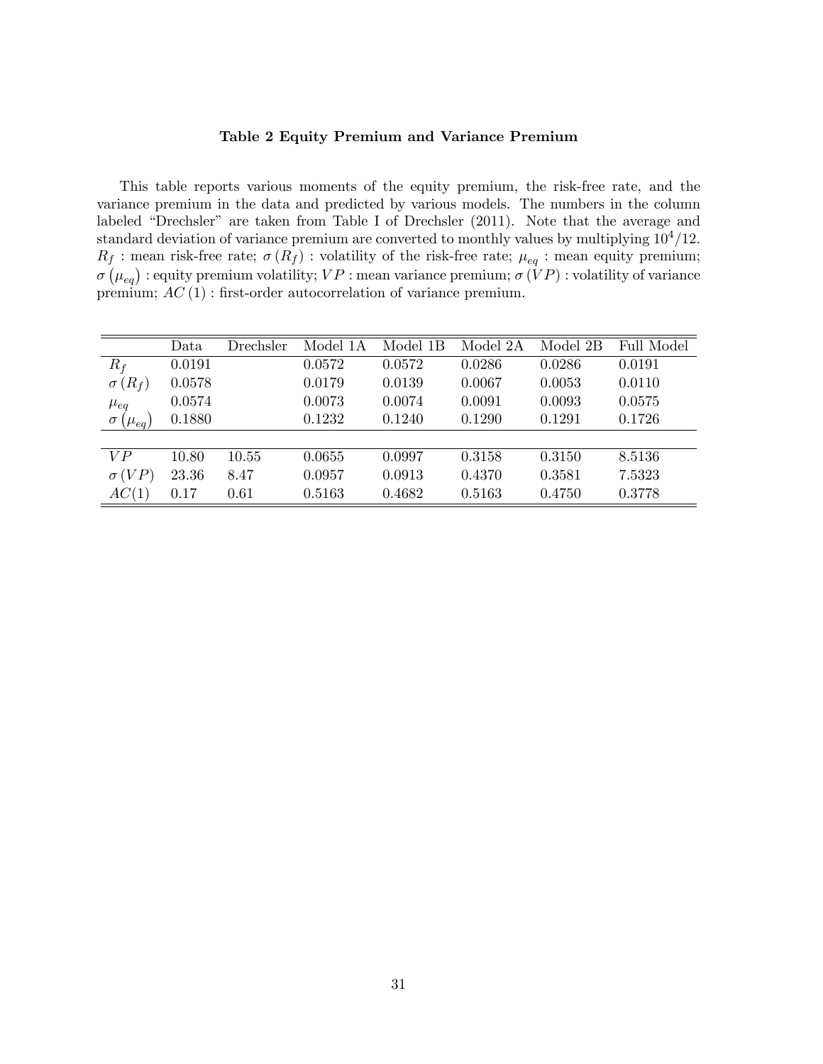**Table 2 Equity Premium and Variance Premium**

This table reports various moments of the equity premium, the risk-free rate, and the variance premium in the data and predicted by various models. The numbers in the column labeled "Drechsler" are taken from Table I of Drechsler (2011). Note that the average and standard deviation of variance premium are converted to monthly values by multiplying $10^4/12$. $R_f$ : mean risk-free rate; $\sigma(R_f)$ : volatility of the risk-free rate; $\mu_{eq}$ : mean equity premium; $\sigma(\mu_{eq})$ : equity premium volatility; $VP$ : mean variance premium; $\sigma(VP)$ : volatility of variance premium; $AC(1)$ : first-order autocorrelation of variance premium.

| | Data | Drechsler | Model 1A | Model 1B | Model 2A | Model 2B | Full Model |
|---|---|---|---|---|---|---|---|
| $R_f$ | 0.0191 | | 0.0572 | 0.0572 | 0.0286 | 0.0286 | 0.0191 |
| $\sigma(R_f)$ | 0.0578 | | 0.0179 | 0.0139 | 0.0067 | 0.0053 | 0.0110 |
| $\mu_{eq}$ | 0.0574 | | 0.0073 | 0.0074 | 0.0091 | 0.0093 | 0.0575 |
| $\sigma(\mu_{eq})$ | 0.1880 | | 0.1232 | 0.1240 | 0.1290 | 0.1291 | 0.1726 |
| | | | | | | | |
| $VP$ | 10.80 | 10.55 | 0.0655 | 0.0997 | 0.3158 | 0.3150 | 8.5136 |
| $\sigma(VP)$ | 23.36 | 8.47 | 0.0957 | 0.0913 | 0.4370 | 0.3581 | 7.5323 |
| $AC(1)$ | 0.17 | 0.61 | 0.5163 | 0.4682 | 0.5163 | 0.4750 | 0.3778 |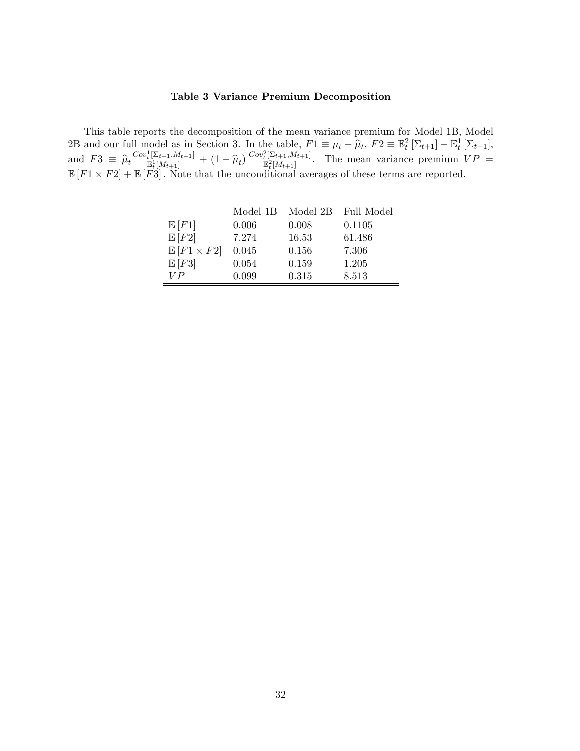### Table 3 Variance Premium Decomposition

This table reports the decomposition of the mean variance premium for Model 1B, Model 2B and our full model as in Section 3. In the table, $F1 \equiv \mu_t - \widehat{\mu}_t$, $F2 \equiv \mathbb{E}_t^2[\Sigma_{t+1}] - \mathbb{E}_t^1[\Sigma_{t+1}]$, and $F3 \equiv \widehat{\mu}_t \frac{Cov_t^1[\Sigma_{t+1}, M_{t+1}]}{\mathbb{E}_t^1[M_{t+1}]} + (1-\widehat{\mu}_t) \frac{Cov_t^2[\Sigma_{t+1}, M_{t+1}]}{\mathbb{E}_t^2[M_{t+1}]}$. The mean variance premium $VP = \mathbb{E}[F1 \times F2] + \mathbb{E}[F3]$. Note that the unconditional averages of these terms are reported.

| | Model 1B | Model 2B | Full Model |
|---|---|---|---|
| $\mathbb{E}[F1]$ | 0.006 | 0.008 | 0.1105 |
| $\mathbb{E}[F2]$ | 7.274 | 16.53 | 61.486 |
| $\mathbb{E}[F1 \times F2]$ | 0.045 | 0.156 | 7.306 |
| $\mathbb{E}[F3]$ | 0.054 | 0.159 | 1.205 |
| $VP$ | 0.099 | 0.315 | 8.513 |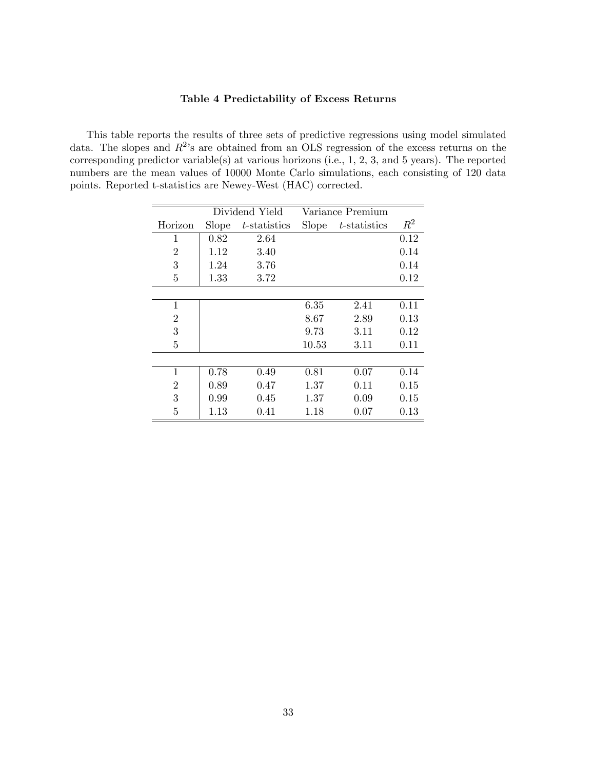**Table 4 Predictability of Excess Returns**

This table reports the results of three sets of predictive regressions using model simulated data. The slopes and $R^2$'s are obtained from an OLS regression of the excess returns on the corresponding predictor variable(s) at various horizons (i.e., 1, 2, 3, and 5 years). The reported numbers are the mean values of 10000 Monte Carlo simulations, each consisting of 120 data points. Reported t-statistics are Newey-West (HAC) corrected.

| | Dividend Yield | | Variance Premium | | |
|---|---|---|---|---|---|
| Horizon | Slope | *t*-statistics | Slope | *t*-statistics | $R^2$ |
| 1 | 0.82 | 2.64 | | | 0.12 |
| 2 | 1.12 | 3.40 | | | 0.14 |
| 3 | 1.24 | 3.76 | | | 0.14 |
| 5 | 1.33 | 3.72 | | | 0.12 |
| | | | | | |
| 1 | | | 6.35 | 2.41 | 0.11 |
| 2 | | | 8.67 | 2.89 | 0.13 |
| 3 | | | 9.73 | 3.11 | 0.12 |
| 5 | | | 10.53 | 3.11 | 0.11 |
| | | | | | |
| 1 | 0.78 | 0.49 | 0.81 | 0.07 | 0.14 |
| 2 | 0.89 | 0.47 | 1.37 | 0.11 | 0.15 |
| 3 | 0.99 | 0.45 | 1.37 | 0.09 | 0.15 |
| 5 | 1.13 | 0.41 | 1.18 | 0.07 | 0.13 |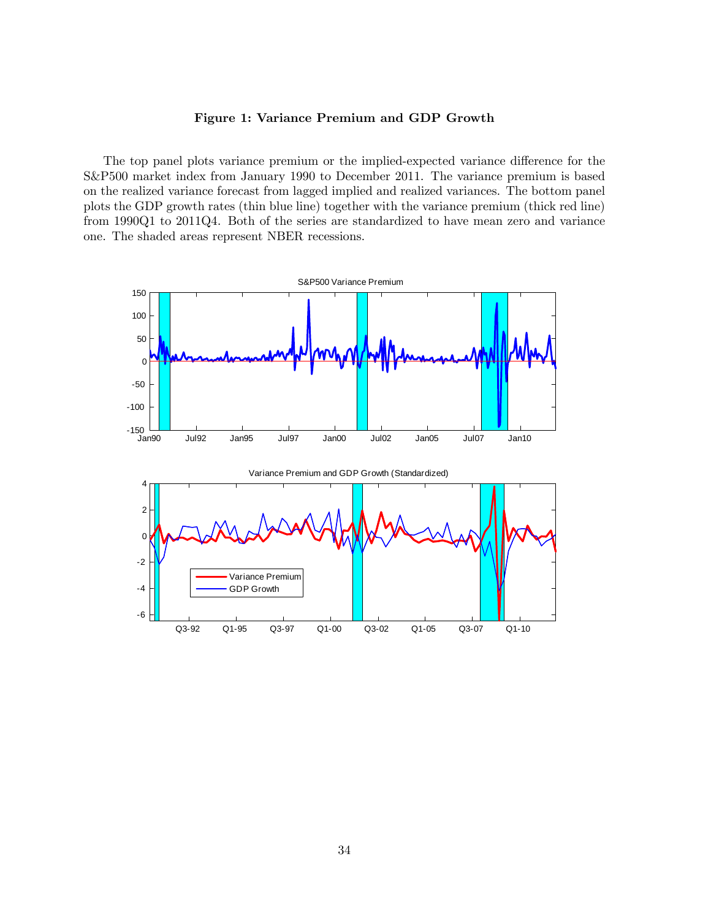**Figure 1: Variance Premium and GDP Growth**

The top panel plots variance premium or the implied-expected variance difference for the S&P500 market index from January 1990 to December 2011. The variance premium is based on the realized variance forecast from lagged implied and realized variances. The bottom panel plots the GDP growth rates (thin blue line) together with the variance premium (thick red line) from 1990Q1 to 2011Q4. Both of the series are standardized to have mean zero and variance one. The shaded areas represent NBER recessions.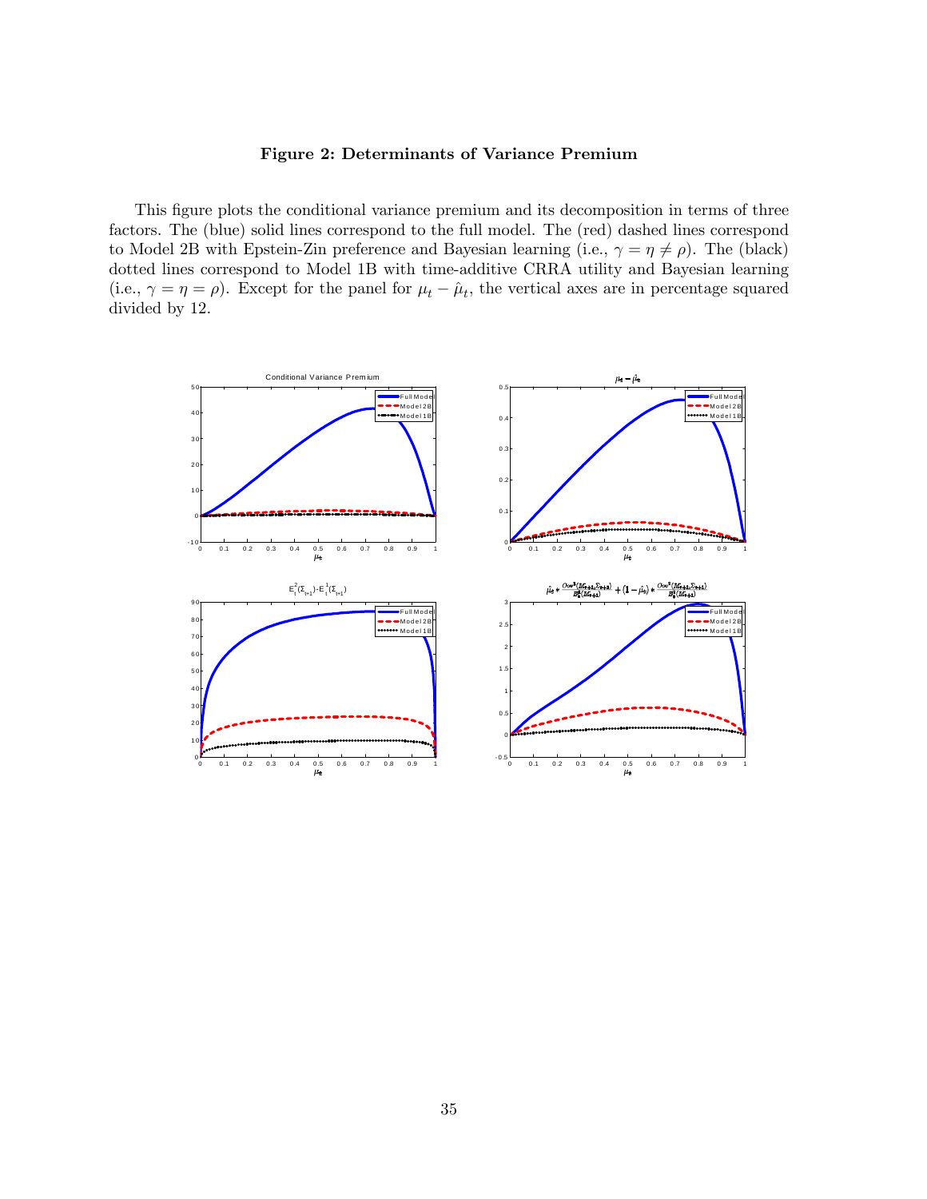**Figure 2: Determinants of Variance Premium**

This figure plots the conditional variance premium and its decomposition in terms of three factors. The (blue) solid lines correspond to the full model. The (red) dashed lines correspond to Model 2B with Epstein-Zin preference and Bayesian learning (i.e., $\gamma = \eta \neq \rho$). The (black) dotted lines correspond to Model 1B with time-additive CRRA utility and Bayesian learning (i.e., $\gamma = \eta = \rho$). Except for the panel for $\mu_t - \hat{\mu}_t$, the vertical axes are in percentage squared divided by 12.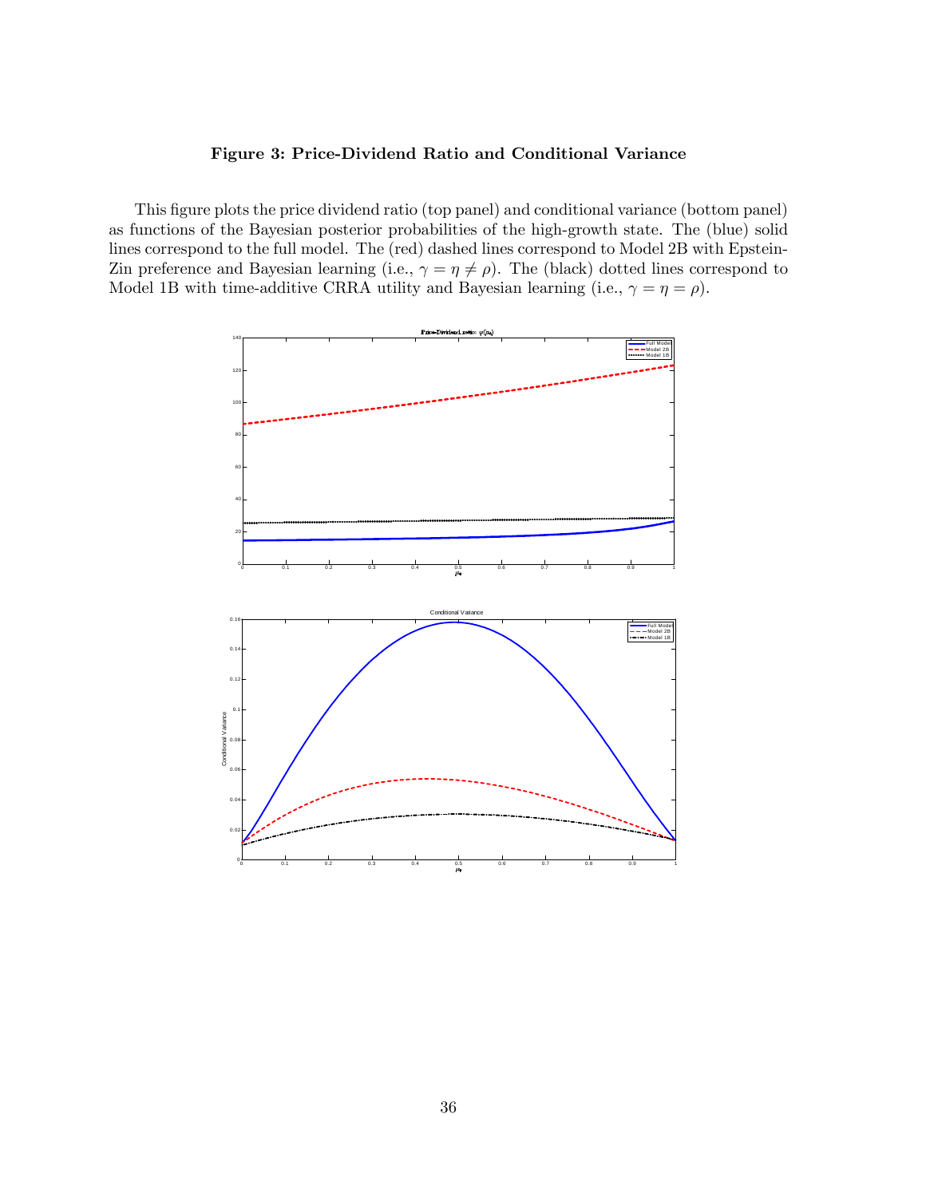**Figure 3: Price-Dividend Ratio and Conditional Variance**

This figure plots the price dividend ratio (top panel) and conditional variance (bottom panel) as functions of the Bayesian posterior probabilities of the high-growth state. The (blue) solid lines correspond to the full model. The (red) dashed lines correspond to Model 2B with Epstein-Zin preference and Bayesian learning (i.e., $\gamma = \eta \neq \rho$). The (black) dotted lines correspond to Model 1B with time-additive CRRA utility and Bayesian learning (i.e., $\gamma = \eta = \rho$).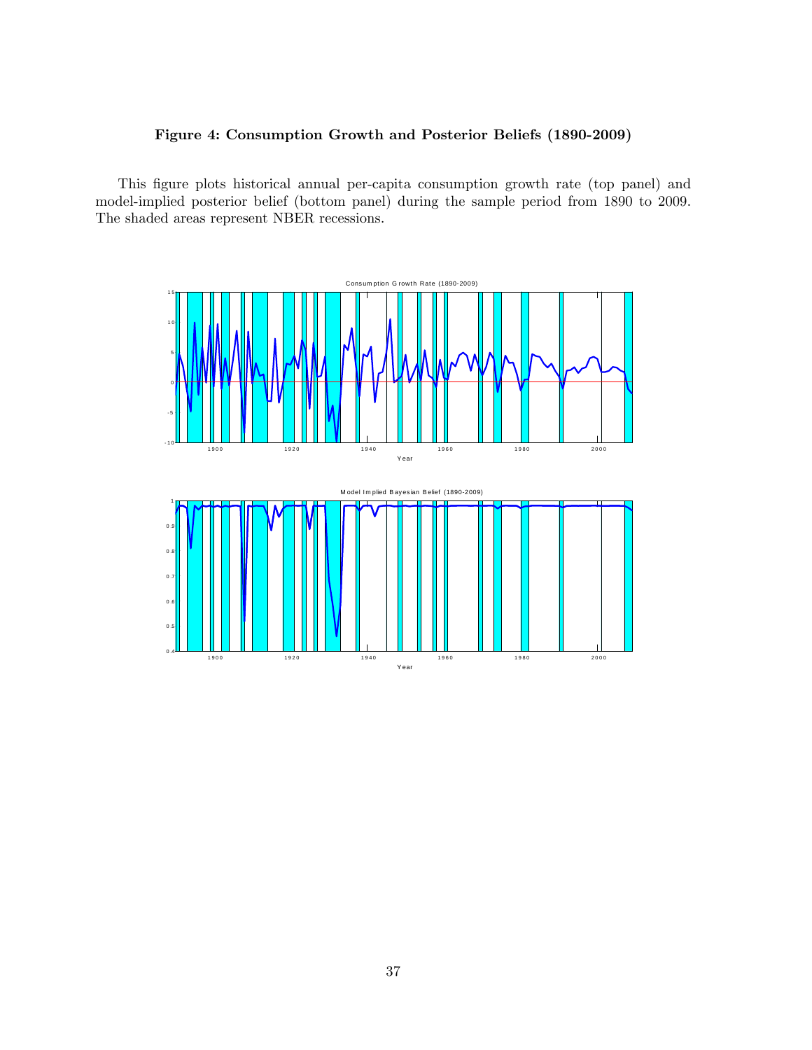**Figure 4: Consumption Growth and Posterior Beliefs (1890-2009)**

This figure plots historical annual per-capita consumption growth rate (top panel) and model-implied posterior belief (bottom panel) during the sample period from 1890 to 2009. The shaded areas represent NBER recessions.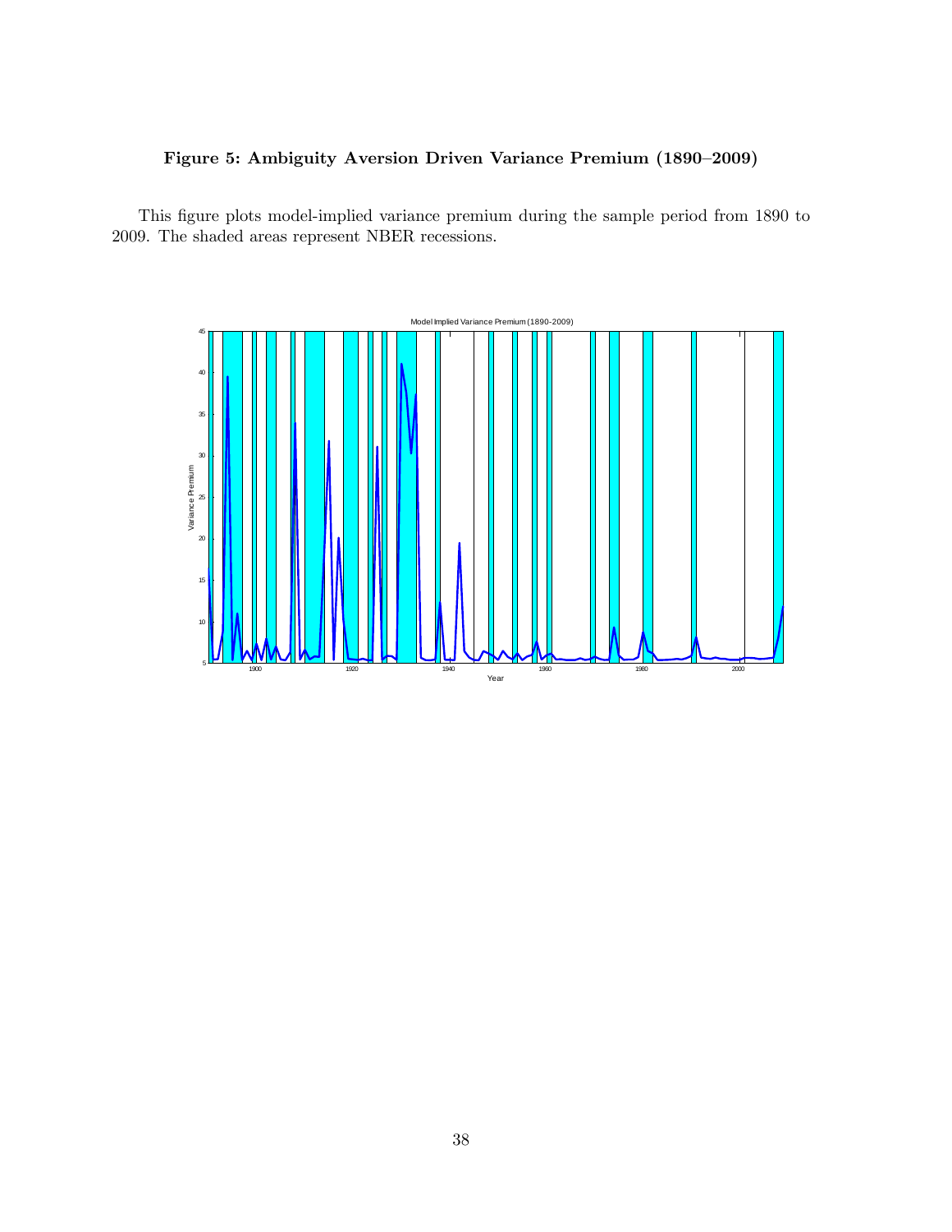**Figure 5: Ambiguity Aversion Driven Variance Premium (1890–2009)**

This figure plots model-implied variance premium during the sample period from 1890 to 2009. The shaded areas represent NBER recessions.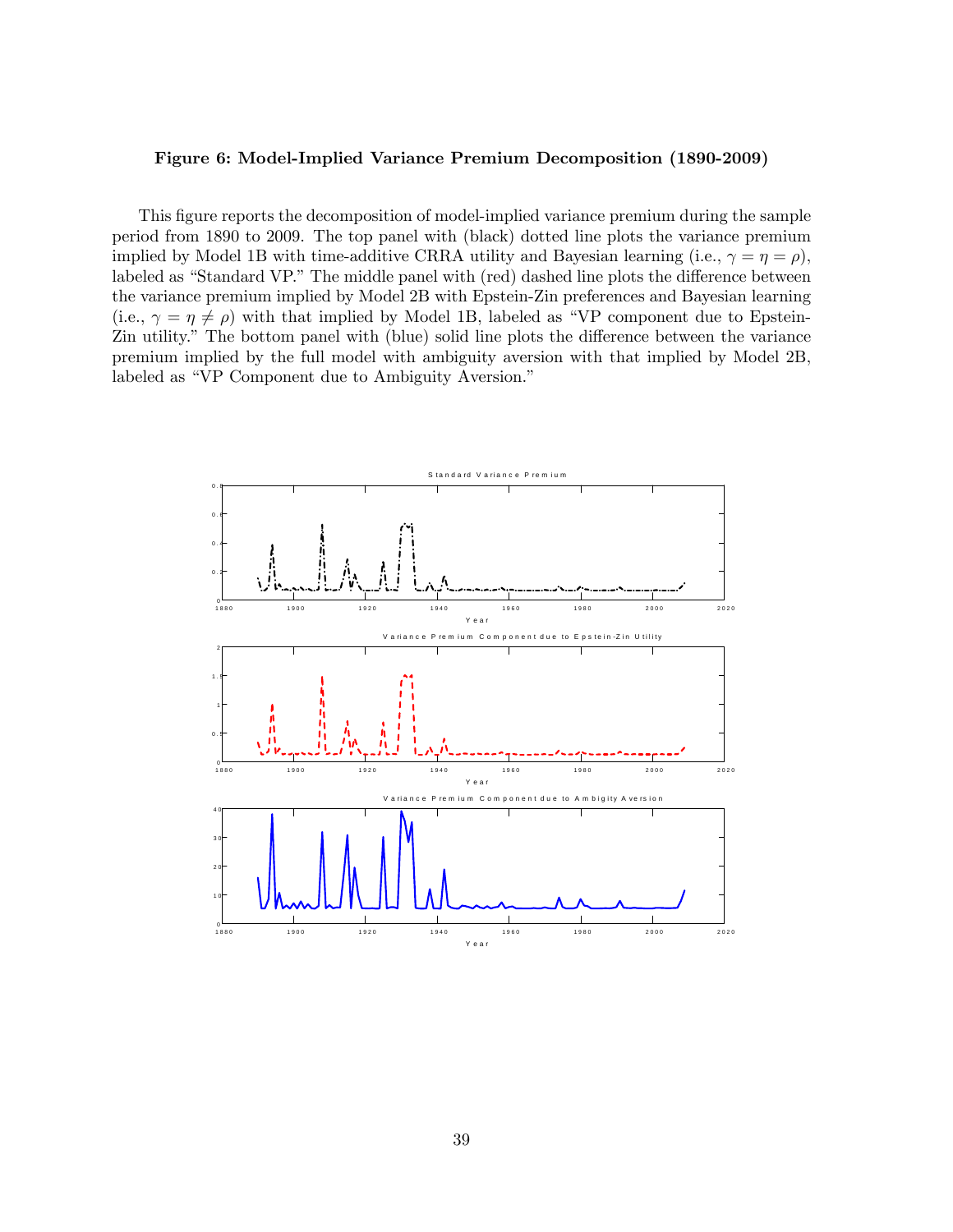**Figure 6: Model-Implied Variance Premium Decomposition (1890-2009)**

This figure reports the decomposition of model-implied variance premium during the sample period from 1890 to 2009. The top panel with (black) dotted line plots the variance premium implied by Model 1B with time-additive CRRA utility and Bayesian learning (i.e., $\gamma = \eta = \rho$), labeled as "Standard VP." The middle panel with (red) dashed line plots the difference between the variance premium implied by Model 2B with Epstein-Zin preferences and Bayesian learning (i.e., $\gamma = \eta \neq \rho$) with that implied by Model 1B, labeled as "VP component due to Epstein-Zin utility." The bottom panel with (blue) solid line plots the difference between the variance premium implied by the full model with ambiguity aversion with that implied by Model 2B, labeled as "VP Component due to Ambiguity Aversion."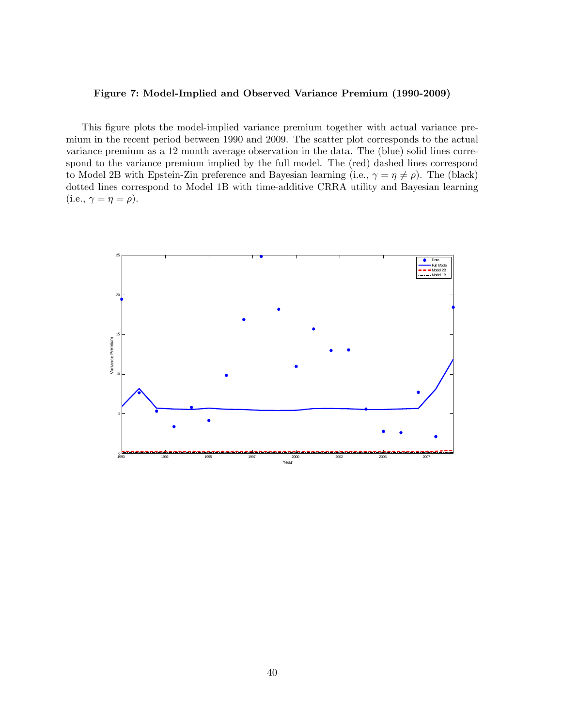**Figure 7: Model-Implied and Observed Variance Premium (1990-2009)**

This figure plots the model-implied variance premium together with actual variance premium in the recent period between 1990 and 2009. The scatter plot corresponds to the actual variance premium as a 12 month average observation in the data. The (blue) solid lines correspond to the variance premium implied by the full model. The (red) dashed lines correspond to Model 2B with Epstein-Zin preference and Bayesian learning (i.e., $\gamma = \eta \neq \rho$). The (black) dotted lines correspond to Model 1B with time-additive CRRA utility and Bayesian learning (i.e., $\gamma = \eta = \rho$).

Data
Full Model
Model 2B
Model 1B

Variance Premium
0
5
10
15
20
25

Year
1990
1992
1995
1997
2000
2002
2005
2007